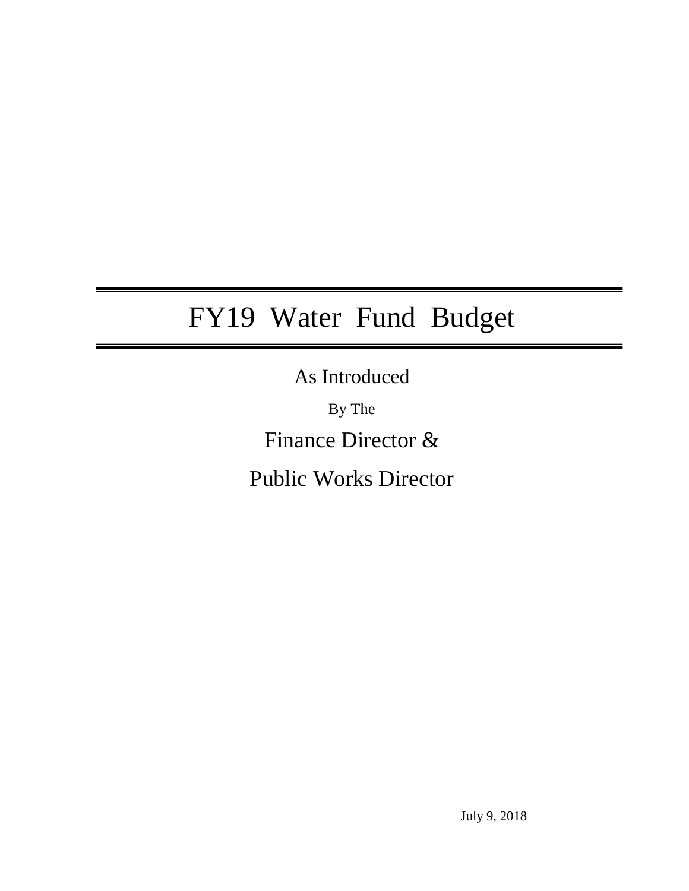# FY19 Water Fund Budget

As Introduced

By The

Finance Director &

Public Works Director

July 9, 2018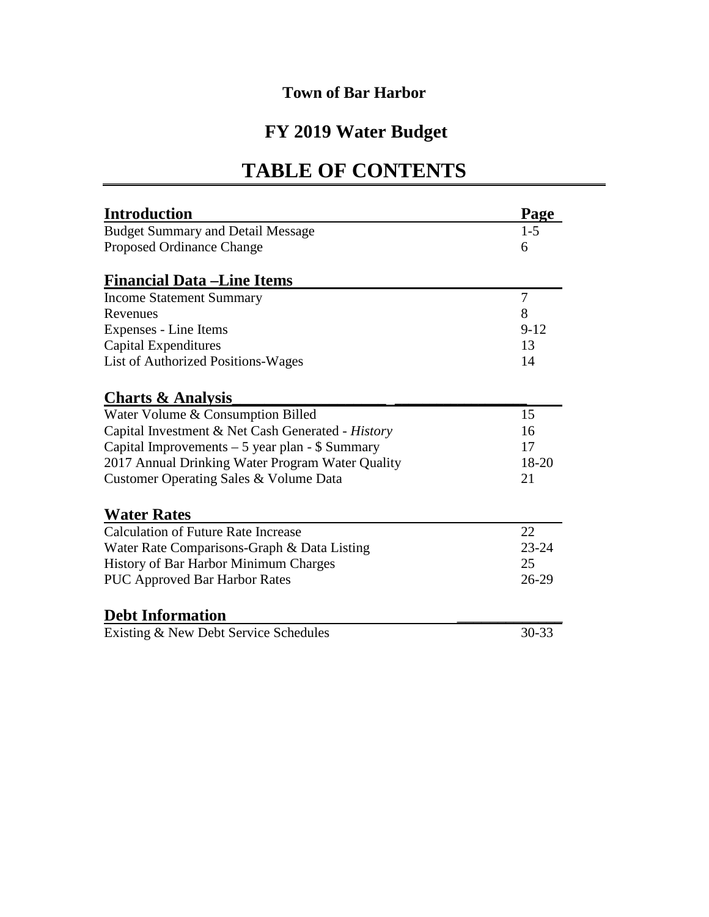# Town of Bar Harbor

## FY 2019 Water Budget

# TABLE OF CONTENTS

| **Introduction** | **Page** |
|---|---|
| Budget Summary and Detail Message | 1-5 |
| Proposed Ordinance Change | 6 |
| **Financial Data –Line Items** | |
| Income Statement Summary | 7 |
| Revenues | 8 |
| Expenses - Line Items | 9-12 |
| Capital Expenditures | 13 |
| List of Authorized Positions-Wages | 14 |
| **Charts & Analysis** | |
| Water Volume & Consumption Billed | 15 |
| Capital Investment & Net Cash Generated - *History* | 16 |
| Capital Improvements – 5 year plan - $ Summary | 17 |
| 2017 Annual Drinking Water Program Water Quality | 18-20 |
| Customer Operating Sales & Volume Data | 21 |
| **Water Rates** | |
| Calculation of Future Rate Increase | 22 |
| Water Rate Comparisons-Graph & Data Listing | 23-24 |
| History of Bar Harbor Minimum Charges | 25 |
| PUC Approved Bar Harbor Rates | 26-29 |
| **Debt Information** | |
| Existing & New Debt Service Schedules | 30-33 |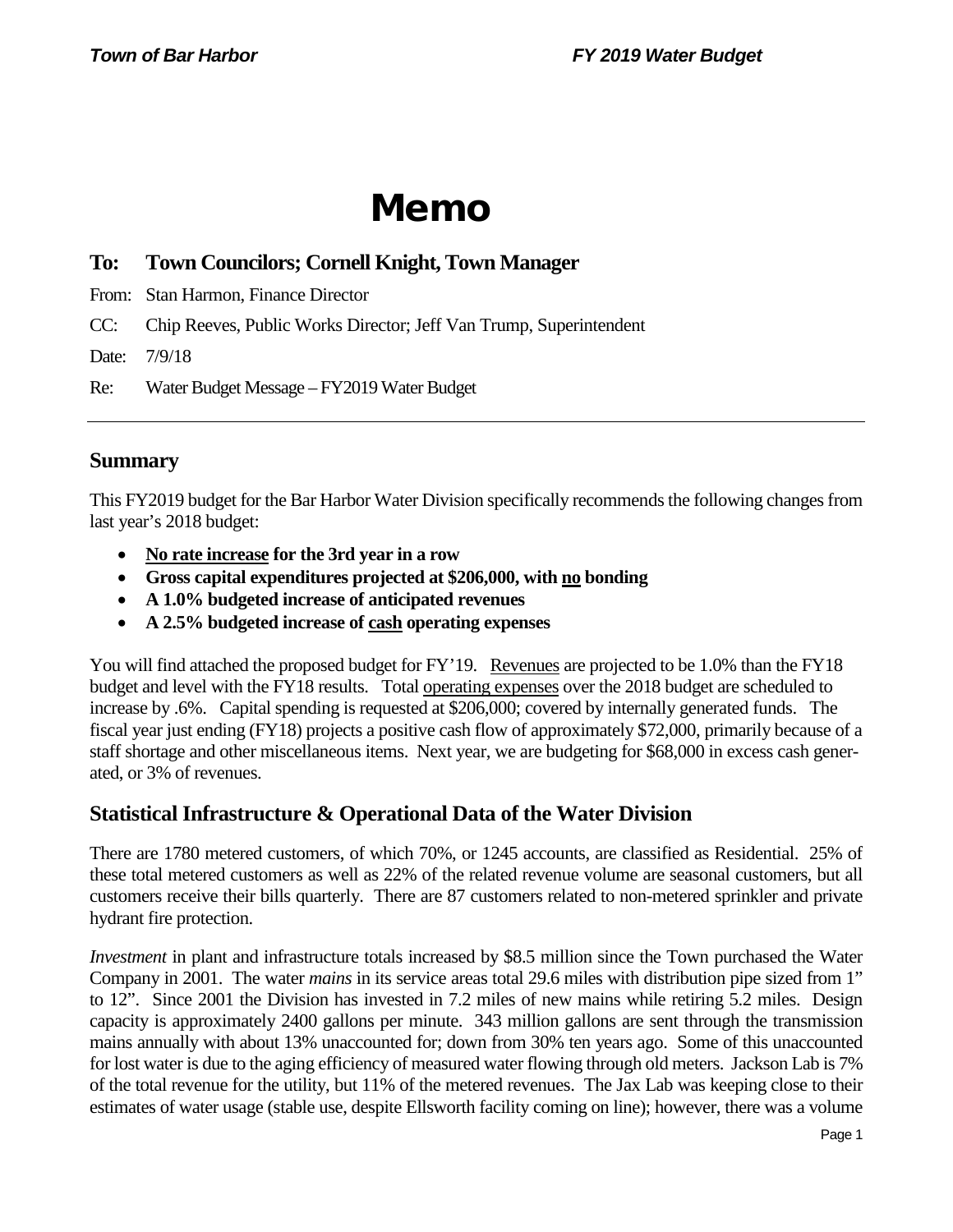# Memo

**To: Town Councilors; Cornell Knight, Town Manager**

From: Stan Harmon, Finance Director

CC: Chip Reeves, Public Works Director; Jeff Van Trump, Superintendent

Date: 7/9/18

Re: Water Budget Message – FY2019 Water Budget

---

## Summary

This FY2019 budget for the Bar Harbor Water Division specifically recommends the following changes from last year's 2018 budget:

- **No rate increase for the 3rd year in a row**
- **Gross capital expenditures projected at $206,000, with no bonding**
- **A 1.0% budgeted increase of anticipated revenues**
- **A 2.5% budgeted increase of cash operating expenses**

You will find attached the proposed budget for FY'19. Revenues are projected to be 1.0% than the FY18 budget and level with the FY18 results. Total operating expenses over the 2018 budget are scheduled to increase by .6%. Capital spending is requested at $206,000; covered by internally generated funds. The fiscal year just ending (FY18) projects a positive cash flow of approximately $72,000, primarily because of a staff shortage and other miscellaneous items. Next year, we are budgeting for $68,000 in excess cash generated, or 3% of revenues.

## Statistical Infrastructure & Operational Data of the Water Division

There are 1780 metered customers, of which 70%, or 1245 accounts, are classified as Residential. 25% of these total metered customers as well as 22% of the related revenue volume are seasonal customers, but all customers receive their bills quarterly. There are 87 customers related to non-metered sprinkler and private hydrant fire protection.

*Investment* in plant and infrastructure totals increased by $8.5 million since the Town purchased the Water Company in 2001. The water *mains* in its service areas total 29.6 miles with distribution pipe sized from 1" to 12". Since 2001 the Division has invested in 7.2 miles of new mains while retiring 5.2 miles. Design capacity is approximately 2400 gallons per minute. 343 million gallons are sent through the transmission mains annually with about 13% unaccounted for; down from 30% ten years ago. Some of this unaccounted for lost water is due to the aging efficiency of measured water flowing through old meters. Jackson Lab is 7% of the total revenue for the utility, but 11% of the metered revenues. The Jax Lab was keeping close to their estimates of water usage (stable use, despite Ellsworth facility coming on line); however, there was a volume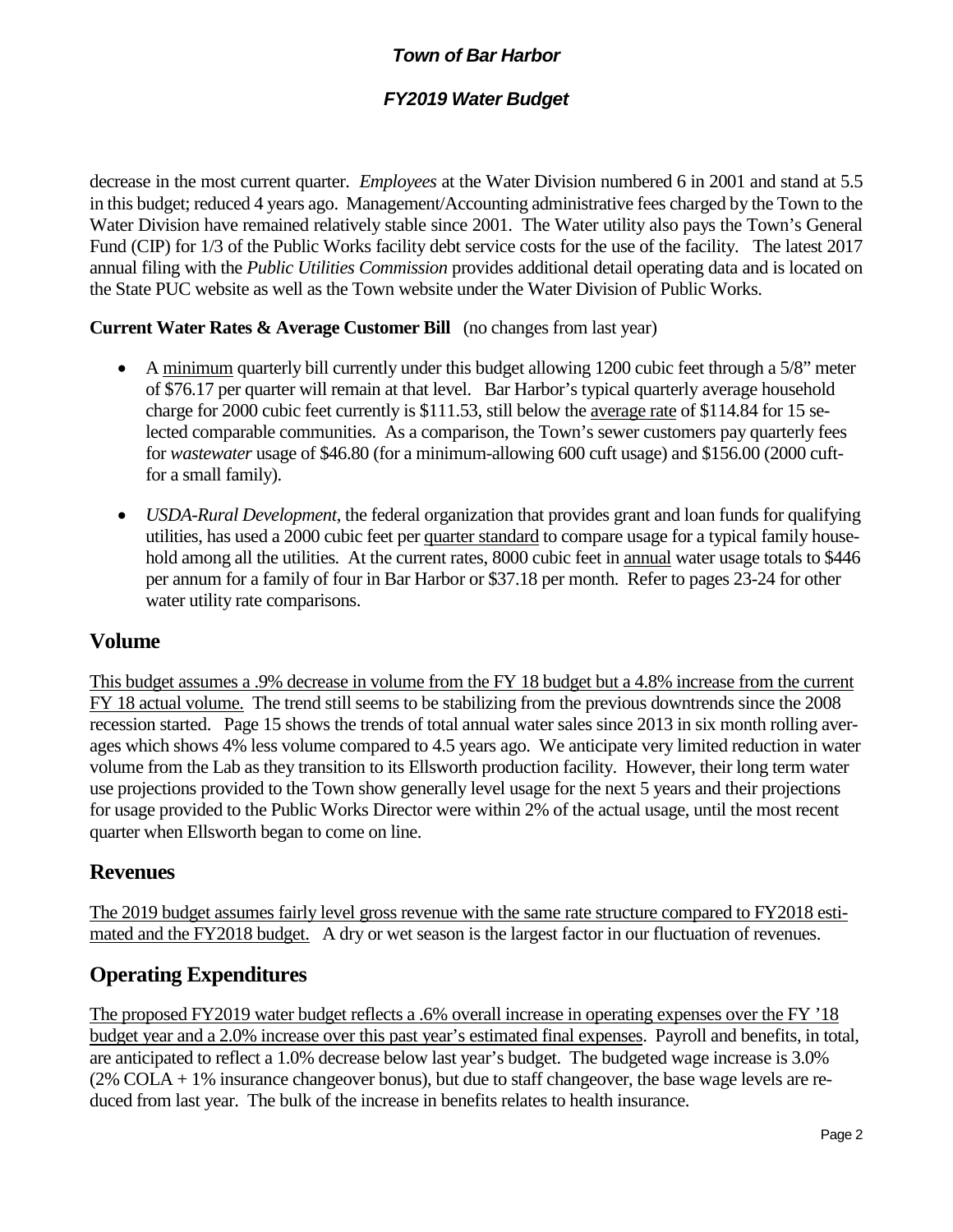decrease in the most current quarter. *Employees* at the Water Division numbered 6 in 2001 and stand at 5.5 in this budget; reduced 4 years ago. Management/Accounting administrative fees charged by the Town to the Water Division have remained relatively stable since 2001. The Water utility also pays the Town's General Fund (CIP) for 1/3 of the Public Works facility debt service costs for the use of the facility. The latest 2017 annual filing with the *Public Utilities Commission* provides additional detail operating data and is located on the State PUC website as well as the Town website under the Water Division of Public Works.

**Current Water Rates & Average Customer Bill** (no changes from last year)

- A minimum quarterly bill currently under this budget allowing 1200 cubic feet through a 5/8" meter of $76.17 per quarter will remain at that level. Bar Harbor's typical quarterly average household charge for 2000 cubic feet currently is $111.53, still below the average rate of $114.84 for 15 selected comparable communities. As a comparison, the Town's sewer customers pay quarterly fees for *wastewater* usage of $46.80 (for a minimum-allowing 600 cuft usage) and $156.00 (2000 cuft-for a small family).

- *USDA-Rural Development*, the federal organization that provides grant and loan funds for qualifying utilities, has used a 2000 cubic feet per quarter standard to compare usage for a typical family household among all the utilities. At the current rates, 8000 cubic feet in annual water usage totals to $446 per annum for a family of four in Bar Harbor or $37.18 per month. Refer to pages 23-24 for other water utility rate comparisons.

## Volume

This budget assumes a .9% decrease in volume from the FY 18 budget but a 4.8% increase from the current FY 18 actual volume. The trend still seems to be stabilizing from the previous downtrends since the 2008 recession started. Page 15 shows the trends of total annual water sales since 2013 in six month rolling averages which shows 4% less volume compared to 4.5 years ago. We anticipate very limited reduction in water volume from the Lab as they transition to its Ellsworth production facility. However, their long term water use projections provided to the Town show generally level usage for the next 5 years and their projections for usage provided to the Public Works Director were within 2% of the actual usage, until the most recent quarter when Ellsworth began to come on line.

## Revenues

The 2019 budget assumes fairly level gross revenue with the same rate structure compared to FY2018 estimated and the FY2018 budget. A dry or wet season is the largest factor in our fluctuation of revenues.

## Operating Expenditures

The proposed FY2019 water budget reflects a .6% overall increase in operating expenses over the FY '18 budget year and a 2.0% increase over this past year's estimated final expenses. Payroll and benefits, in total, are anticipated to reflect a 1.0% decrease below last year's budget. The budgeted wage increase is 3.0% (2% COLA + 1% insurance changeover bonus), but due to staff changeover, the base wage levels are reduced from last year. The bulk of the increase in benefits relates to health insurance.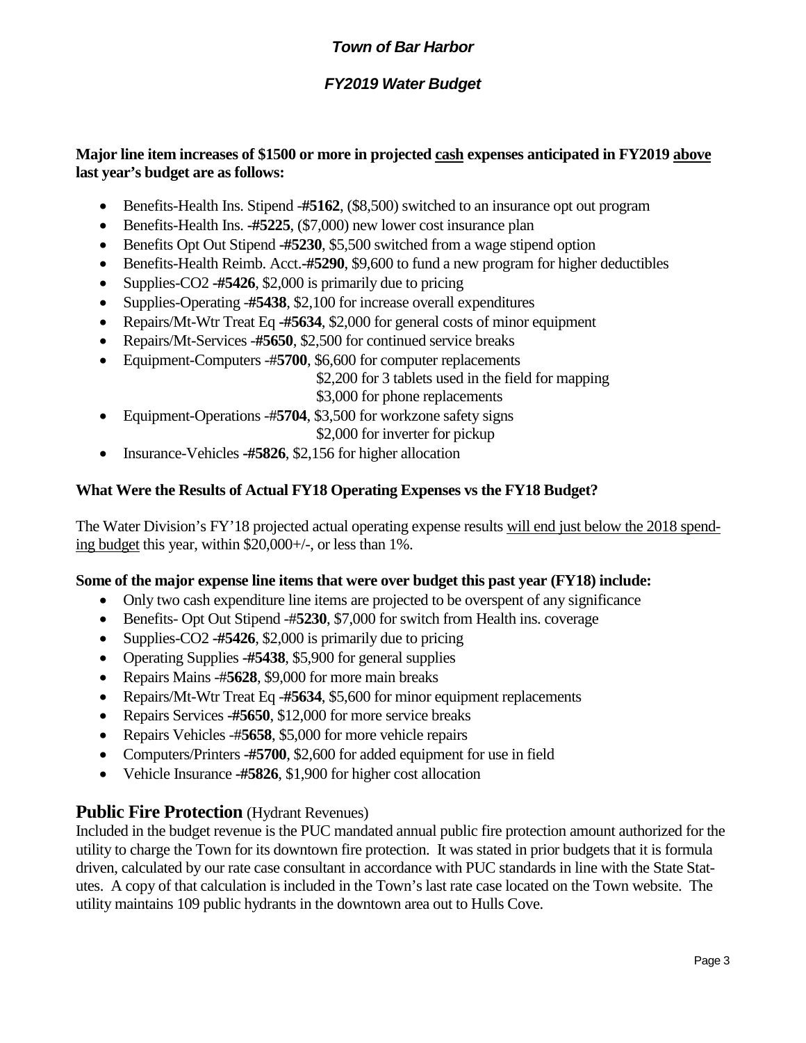*Town of Bar Harbor*

*FY2019 Water Budget*

**Major line item increases of $1500 or more in projected cash expenses anticipated in FY2019 above last year's budget are as follows:**

- Benefits-Health Ins. Stipend **-#5162**, ($8,500) switched to an insurance opt out program
- Benefits-Health Ins. **-#5225**, ($7,000) new lower cost insurance plan
- Benefits Opt Out Stipend **-#5230**, $5,500 switched from a wage stipend option
- Benefits-Health Reimb. Acct.**-#5290**, $9,600 to fund a new program for higher deductibles
- Supplies-CO2 **-#5426**, $2,000 is primarily due to pricing
- Supplies-Operating **-#5438**, $2,100 for increase overall expenditures
- Repairs/Mt-Wtr Treat Eq **-#5634**, $2,000 for general costs of minor equipment
- Repairs/Mt-Services -**#5650**, $2,500 for continued service breaks
- Equipment-Computers -#**5700**, $6,600 for computer replacements
  $2,200 for 3 tablets used in the field for mapping
  $3,000 for phone replacements
- Equipment-Operations -#**5704**, $3,500 for workzone safety signs
  $2,000 for inverter for pickup
- Insurance-Vehicles **-#5826**, $2,156 for higher allocation

**What Were the Results of Actual FY18 Operating Expenses vs the FY18 Budget?**

The Water Division's FY'18 projected actual operating expense results will end just below the 2018 spending budget this year, within $20,000+/-, or less than 1%.

**Some of the major expense line items that were over budget this past year (FY18) include:**

- Only two cash expenditure line items are projected to be overspent of any significance
- Benefits- Opt Out Stipend -#**5230**, $7,000 for switch from Health ins. coverage
- Supplies-CO2 **-#5426**, $2,000 is primarily due to pricing
- Operating Supplies **-#5438**, $5,900 for general supplies
- Repairs Mains -#**5628**, $9,000 for more main breaks
- Repairs/Mt-Wtr Treat Eq **-#5634**, $5,600 for minor equipment replacements
- Repairs Services **-#5650**, $12,000 for more service breaks
- Repairs Vehicles -#**5658**, $5,000 for more vehicle repairs
- Computers/Printers **-#5700**, $2,600 for added equipment for use in field
- Vehicle Insurance **-#5826**, $1,900 for higher cost allocation

## Public Fire Protection (Hydrant Revenues)

Included in the budget revenue is the PUC mandated annual public fire protection amount authorized for the utility to charge the Town for its downtown fire protection. It was stated in prior budgets that it is formula driven, calculated by our rate case consultant in accordance with PUC standards in line with the State Statutes. A copy of that calculation is included in the Town's last rate case located on the Town website. The utility maintains 109 public hydrants in the downtown area out to Hulls Cove.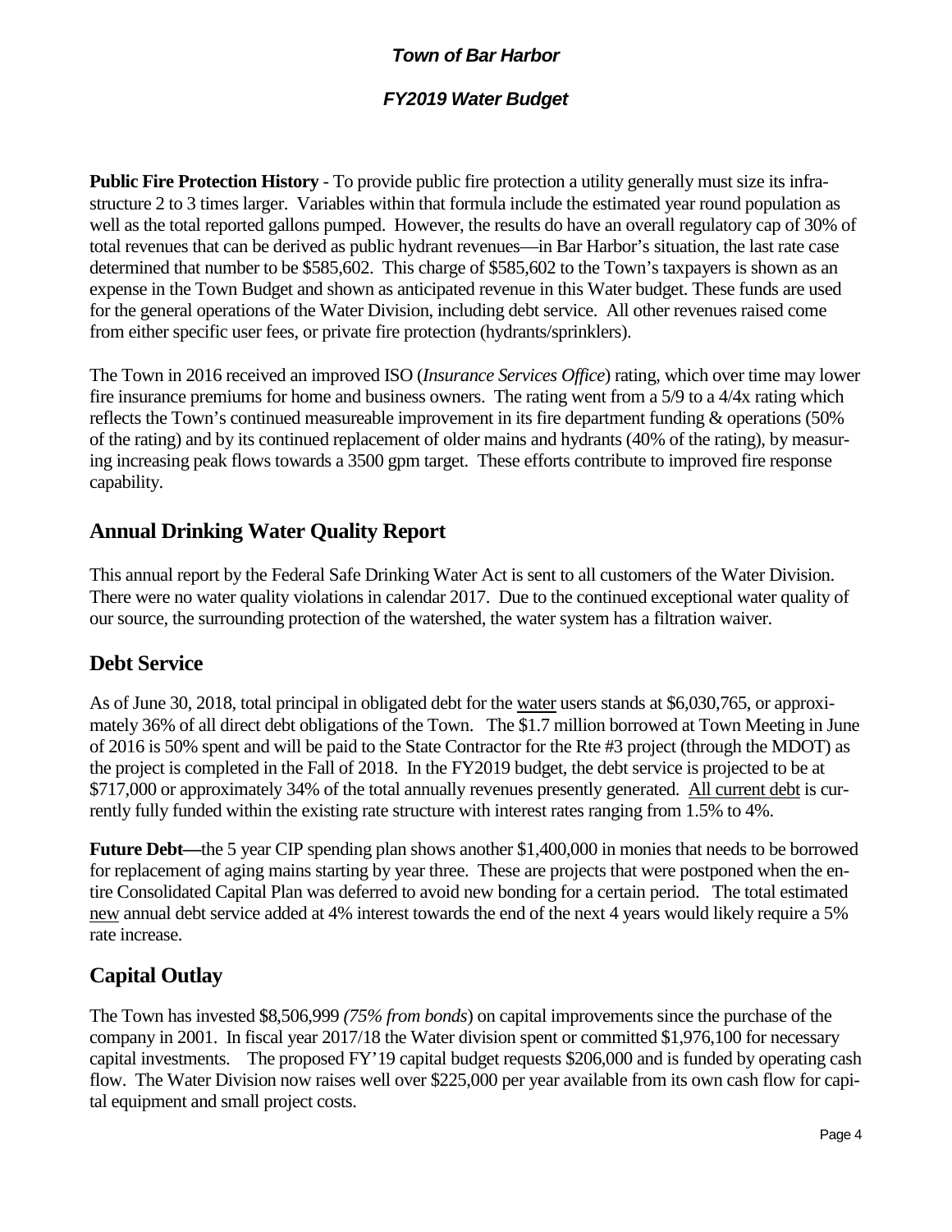**Public Fire Protection History** - To provide public fire protection a utility generally must size its infrastructure 2 to 3 times larger. Variables within that formula include the estimated year round population as well as the total reported gallons pumped. However, the results do have an overall regulatory cap of 30% of total revenues that can be derived as public hydrant revenues—in Bar Harbor's situation, the last rate case determined that number to be $585,602. This charge of $585,602 to the Town's taxpayers is shown as an expense in the Town Budget and shown as anticipated revenue in this Water budget. These funds are used for the general operations of the Water Division, including debt service. All other revenues raised come from either specific user fees, or private fire protection (hydrants/sprinklers).

The Town in 2016 received an improved ISO (*Insurance Services Office*) rating, which over time may lower fire insurance premiums for home and business owners. The rating went from a 5/9 to a 4/4x rating which reflects the Town's continued measureable improvement in its fire department funding & operations (50% of the rating) and by its continued replacement of older mains and hydrants (40% of the rating), by measuring increasing peak flows towards a 3500 gpm target. These efforts contribute to improved fire response capability.

## Annual Drinking Water Quality Report

This annual report by the Federal Safe Drinking Water Act is sent to all customers of the Water Division. There were no water quality violations in calendar 2017. Due to the continued exceptional water quality of our source, the surrounding protection of the watershed, the water system has a filtration waiver.

## Debt Service

As of June 30, 2018, total principal in obligated debt for the water users stands at $6,030,765, or approximately 36% of all direct debt obligations of the Town. The $1.7 million borrowed at Town Meeting in June of 2016 is 50% spent and will be paid to the State Contractor for the Rte #3 project (through the MDOT) as the project is completed in the Fall of 2018. In the FY2019 budget, the debt service is projected to be at $717,000 or approximately 34% of the total annually revenues presently generated. All current debt is currently fully funded within the existing rate structure with interest rates ranging from 1.5% to 4%.

**Future Debt—**the 5 year CIP spending plan shows another $1,400,000 in monies that needs to be borrowed for replacement of aging mains starting by year three. These are projects that were postponed when the entire Consolidated Capital Plan was deferred to avoid new bonding for a certain period. The total estimated new annual debt service added at 4% interest towards the end of the next 4 years would likely require a 5% rate increase.

## Capital Outlay

The Town has invested $8,506,999 *(75% from bonds*) on capital improvements since the purchase of the company in 2001. In fiscal year 2017/18 the Water division spent or committed $1,976,100 for necessary capital investments. The proposed FY'19 capital budget requests $206,000 and is funded by operating cash flow. The Water Division now raises well over $225,000 per year available from its own cash flow for capital equipment and small project costs.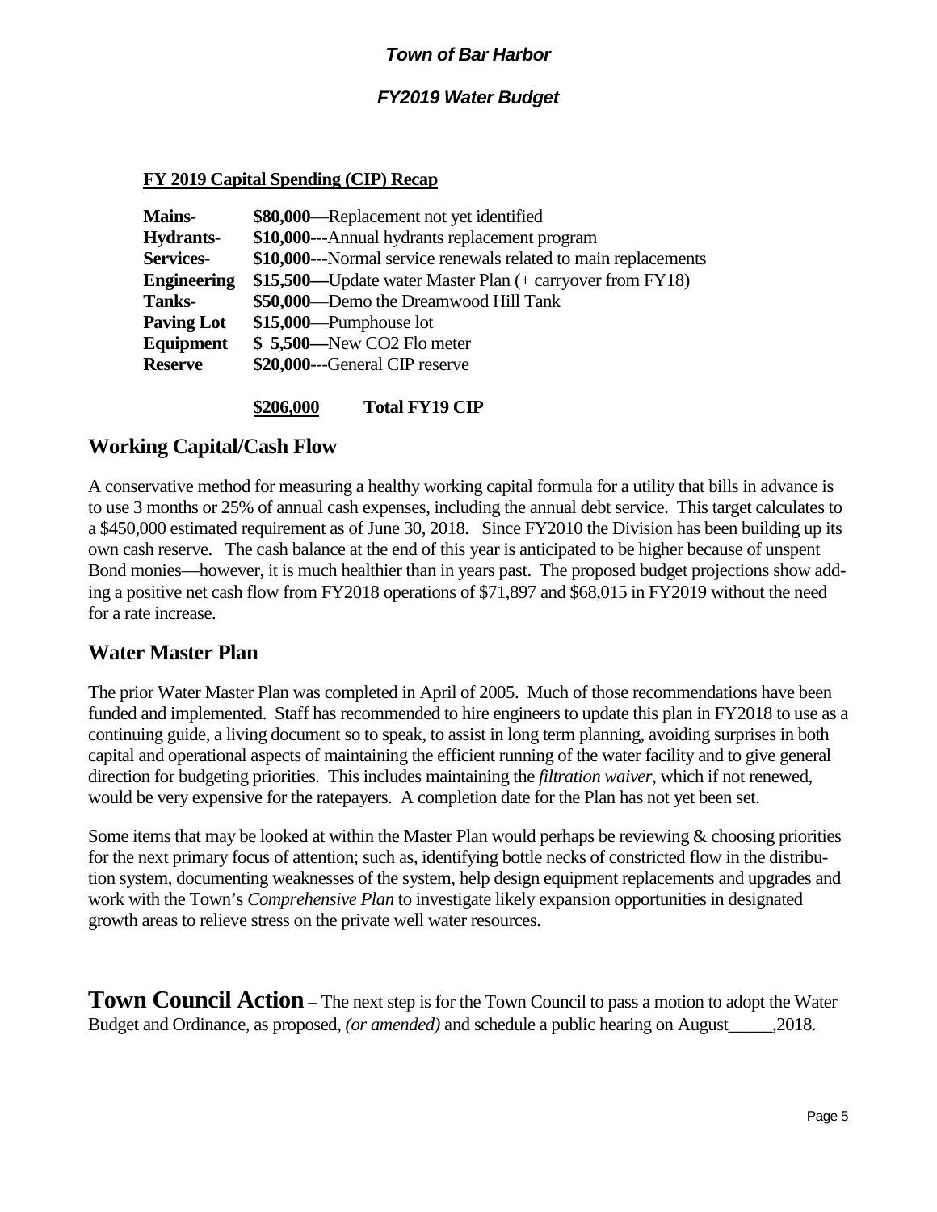**Town of Bar Harbor**

**FY2019 Water Budget**

**FY 2019 Capital Spending (CIP) Recap**

| | |
|---|---|
| **Mains-** | **\$80,000**—Replacement not yet identified |
| **Hydrants-** | **\$10,000**---Annual hydrants replacement program |
| **Services**- | **\$10,000**---Normal service renewals related to main replacements |
| **Engineering** | **\$15,500—**Update water Master Plan (+ carryover from FY18) |
| **Tanks-** | **\$50,000**—Demo the Dreamwood Hill Tank |
| **Paving Lot** | **\$15,000**—Pumphouse lot |
| **Equipment** | **\$ 5,500—**New CO2 Flo meter |
| **Reserve** | **\$20,000**---General CIP reserve |
| | **\$206,000** **Total FY19 CIP** |

## Working Capital/Cash Flow

A conservative method for measuring a healthy working capital formula for a utility that bills in advance is to use 3 months or 25% of annual cash expenses, including the annual debt service. This target calculates to a \$450,000 estimated requirement as of June 30, 2018. Since FY2010 the Division has been building up its own cash reserve. The cash balance at the end of this year is anticipated to be higher because of unspent Bond monies—however, it is much healthier than in years past. The proposed budget projections show adding a positive net cash flow from FY2018 operations of \$71,897 and \$68,015 in FY2019 without the need for a rate increase.

## Water Master Plan

The prior Water Master Plan was completed in April of 2005. Much of those recommendations have been funded and implemented. Staff has recommended to hire engineers to update this plan in FY2018 to use as a continuing guide, a living document so to speak, to assist in long term planning, avoiding surprises in both capital and operational aspects of maintaining the efficient running of the water facility and to give general direction for budgeting priorities. This includes maintaining the *filtration waiver*, which if not renewed, would be very expensive for the ratepayers. A completion date for the Plan has not yet been set.

Some items that may be looked at within the Master Plan would perhaps be reviewing & choosing priorities for the next primary focus of attention; such as, identifying bottle necks of constricted flow in the distribution system, documenting weaknesses of the system, help design equipment replacements and upgrades and work with the Town's *Comprehensive Plan* to investigate likely expansion opportunities in designated growth areas to relieve stress on the private well water resources.

**Town Council Action** – The next step is for the Town Council to pass a motion to adopt the Water Budget and Ordinance, as proposed, *(or amended)* and schedule a public hearing on August_____,2018.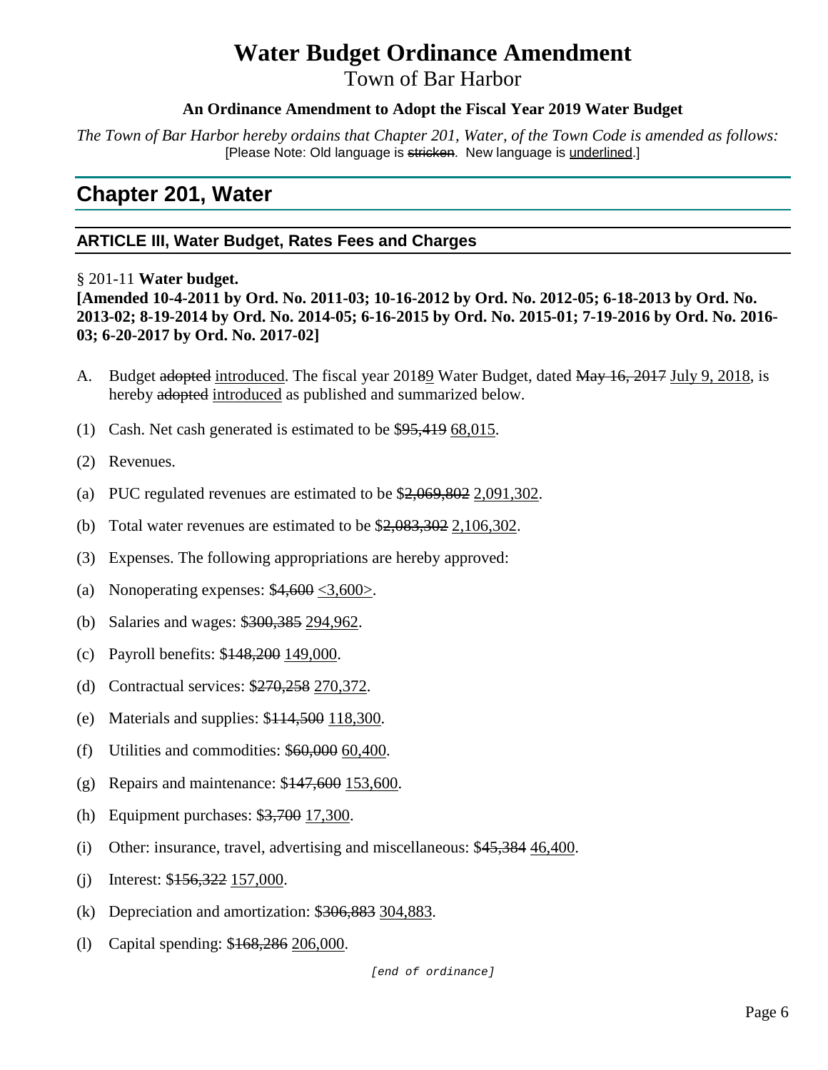# Water Budget Ordinance Amendment

Town of Bar Harbor

**An Ordinance Amendment to Adopt the Fiscal Year 2019 Water Budget**

*The Town of Bar Harbor hereby ordains that Chapter 201, Water, of the Town Code is amended as follows:*
[Please Note: Old language is ~~stricken~~. New language is <u>underlined</u>.]

## Chapter 201, Water

### ARTICLE III, Water Budget, Rates Fees and Charges

§ 201-11 **Water budget.**
**[Amended 10-4-2011 by Ord. No. 2011-03; 10-16-2012 by Ord. No. 2012-05; 6-18-2013 by Ord. No. 2013-02; 8-19-2014 by Ord. No. 2014-05; 6-16-2015 by Ord. No. 2015-01; 7-19-2016 by Ord. No. 2016-03; 6-20-2017 by Ord. No. 2017-02]**

A. Budget ~~adopted~~ <u>introduced</u>. The fiscal year 201~~8~~<u>9</u> Water Budget, dated ~~May 16, 2017~~ <u>July 9, 2018</u>, is hereby ~~adopted~~ <u>introduced</u> as published and summarized below.

(1) Cash. Net cash generated is estimated to be $~~95,419~~ <u>68,015</u>.

(2) Revenues.

(a) PUC regulated revenues are estimated to be $~~2,069,802~~ <u>2,091,302</u>.

(b) Total water revenues are estimated to be $~~2,083,302~~ <u>2,106,302</u>.

(3) Expenses. The following appropriations are hereby approved:

(a) Nonoperating expenses: $~~4,600~~ <u><3,600></u>.

(b) Salaries and wages: $~~300,385~~ <u>294,962</u>.

(c) Payroll benefits: $~~148,200~~ <u>149,000</u>.

(d) Contractual services: $~~270,258~~ <u>270,372</u>.

(e) Materials and supplies: $~~114,500~~ <u>118,300</u>.

(f) Utilities and commodities: $~~60,000~~ <u>60,400</u>.

(g) Repairs and maintenance: $~~147,600~~ <u>153,600</u>.

(h) Equipment purchases: $~~3,700~~ <u>17,300</u>.

(i) Other: insurance, travel, advertising and miscellaneous: $~~45,384~~ <u>46,400</u>.

(j) Interest: $~~156,322~~ <u>157,000</u>.

(k) Depreciation and amortization: $~~306,883~~ <u>304,883</u>.

(l) Capital spending: $~~168,286~~ <u>206,000</u>.

*[end of ordinance]*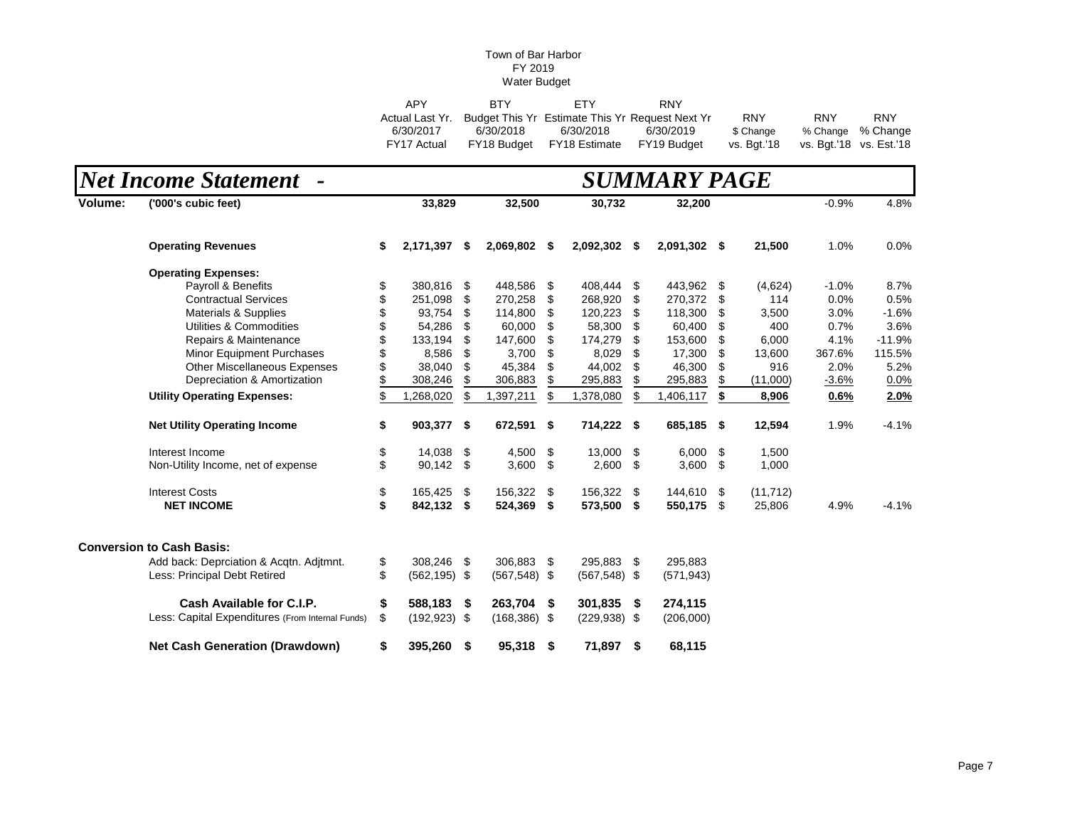Town of Bar Harbor
FY 2019
Water Budget

# *Net Income Statement - SUMMARY PAGE*

| | | APY Actual Last Yr. 6/30/2017 FY17 Actual | BTY Budget This Yr 6/30/2018 FY18 Budget | ETY Estimate This Yr 6/30/2018 FY18 Estimate | RNY Request Next Yr 6/30/2019 FY19 Budget | RNY $ Change vs. Bgt.'18 | RNY % Change vs. Bgt.'18 | RNY % Change vs. Est.'18 |
|---|---|---|---|---|---|---|---|---|
| **Volume:** | **('000's cubic feet)** | **33,829** | **32,500** | **30,732** | **32,200** | | -0.9% | 4.8% |
| | **Operating Revenues** | **$ 2,171,397** | **$ 2,069,802** | **$ 2,092,302** | **$ 2,091,302** | **$ 21,500** | 1.0% | 0.0% |
| | **Operating Expenses:** | | | | | | | |
| | Payroll & Benefits | $ 380,816 | $ 448,586 | $ 408,444 | $ 443,962 | $ (4,624) | -1.0% | 8.7% |
| | Contractual Services | $ 251,098 | $ 270,258 | $ 268,920 | $ 270,372 | $ 114 | 0.0% | 0.5% |
| | Materials & Supplies | $ 93,754 | $ 114,800 | $ 120,223 | $ 118,300 | $ 3,500 | 3.0% | -1.6% |
| | Utilities & Commodities | $ 54,286 | $ 60,000 | $ 58,300 | $ 60,400 | $ 400 | 0.7% | 3.6% |
| | Repairs & Maintenance | $ 133,194 | $ 147,600 | $ 174,279 | $ 153,600 | $ 6,000 | 4.1% | -11.9% |
| | Minor Equipment Purchases | $ 8,586 | $ 3,700 | $ 8,029 | $ 17,300 | $ 13,600 | 367.6% | 115.5% |
| | Other Miscellaneous Expenses | $ 38,040 | $ 45,384 | $ 44,002 | $ 46,300 | $ 916 | 2.0% | 5.2% |
| | Depreciation & Amortization | $ 308,246 | $ 306,883 | $ 295,883 | $ 295,883 | $ (11,000) | -3.6% | 0.0% |
| | **Utility Operating Expenses:** | $ 1,268,020 | $ 1,397,211 | $ 1,378,080 | $ 1,406,117 | **$ 8,906** | **0.6%** | **2.0%** |
| | **Net Utility Operating Income** | **$ 903,377** | **$ 672,591** | **$ 714,222** | **$ 685,185** | **$ 12,594** | 1.9% | -4.1% |
| | Interest Income | $ 14,038 | $ 4,500 | $ 13,000 | $ 6,000 | $ 1,500 | | |
| | Non-Utility Income, net of expense | $ 90,142 | $ 3,600 | $ 2,600 | $ 3,600 | $ 1,000 | | |
| | Interest Costs | $ 165,425 | $ 156,322 | $ 156,322 | $ 144,610 | $ (11,712) | | |
| | **NET INCOME** | **$ 842,132** | **$ 524,369** | **$ 573,500** | **$ 550,175** | $ 25,806 | 4.9% | -4.1% |
| **Conversion to Cash Basis:** | | | | | | | | |
| | Add back: Deprciation & Acqtn. Adjtmnt. | $ 308,246 | $ 306,883 | $ 295,883 | $ 295,883 | | | |
| | Less: Principal Debt Retired | $ (562,195) | $ (567,548) | $ (567,548) | $ (571,943) | | | |
| | **Cash Available for C.I.P.** | **$ 588,183** | **$ 263,704** | **$ 301,835** | **$ 274,115** | | | |
| | Less: Capital Expenditures (From Internal Funds) | $ (192,923) | $ (168,386) | $ (229,938) | $ (206,000) | | | |
| | **Net Cash Generation (Drawdown)** | **$ 395,260** | **$ 95,318** | **$ 71,897** | **$ 68,115** | | | |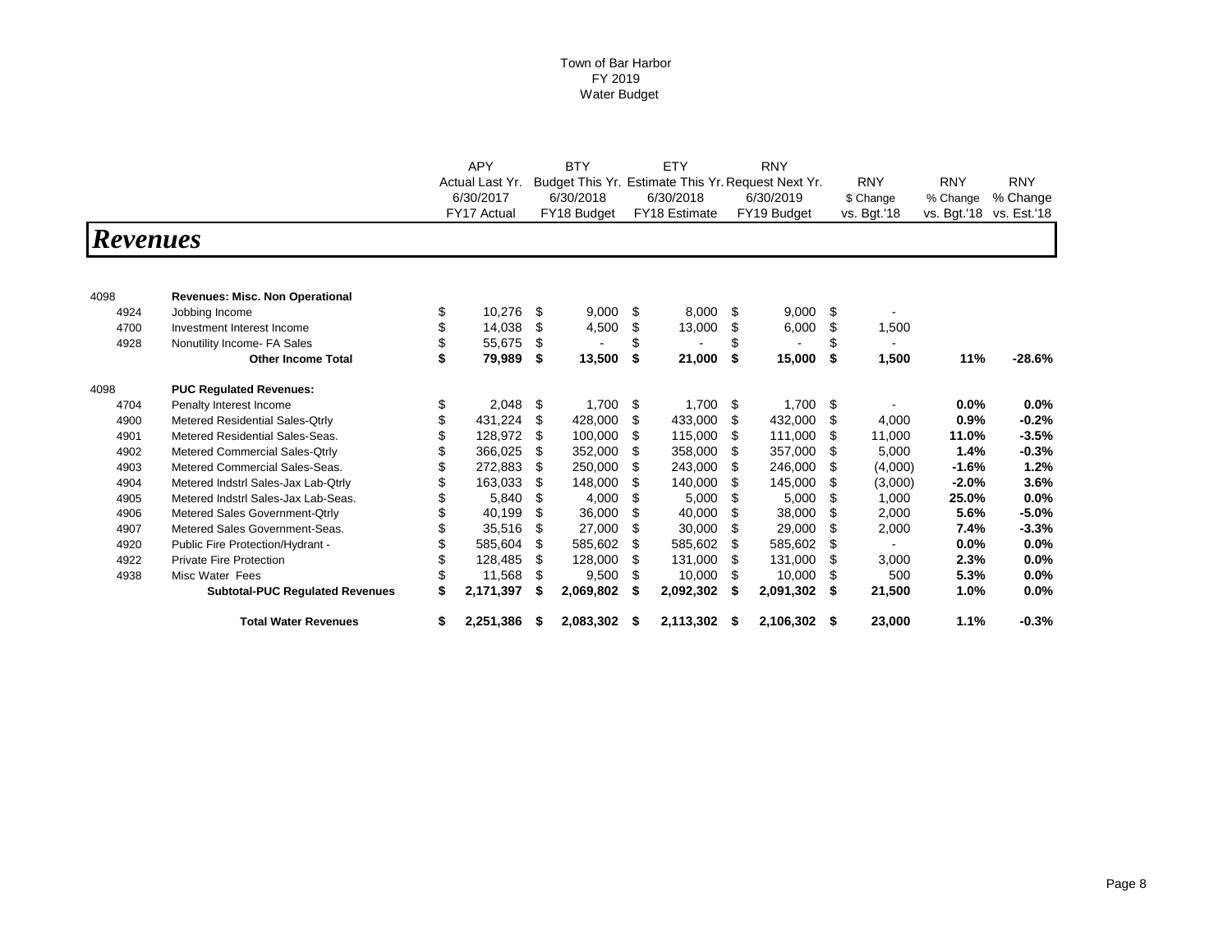Town of Bar Harbor
FY 2019
Water Budget

# Revenues

| | | APY<br>Actual Last Yr.<br>6/30/2017<br>FY17 Actual | BTY<br>Budget This Yr.<br>6/30/2018<br>FY18 Budget | ETY<br>Estimate This Yr.<br>6/30/2018<br>FY18 Estimate | RNY<br>Request Next Yr.<br>6/30/2019<br>FY19 Budget | RNY<br>$ Change<br>vs. Bgt.'18 | RNY<br>% Change<br>vs. Bgt.'18 | RNY<br>% Change<br>vs. Est.'18 |
|---|---|---|---|---|---|---|---|---|
| 4098 | **Revenues: Misc. Non Operational** | | | | | | | |
| 4924 | Jobbing Income | $ 10,276 | $ 9,000 | $ 8,000 | $ 9,000 | $ - | | |
| 4700 | Investment Interest Income | $ 14,038 | $ 4,500 | $ 13,000 | $ 6,000 | $ 1,500 | | |
| 4928 | Nonutility Income- FA Sales | $ 55,675 | $ - | $ - | $ - | $ - | | |
| | **Other Income Total** | **$ 79,989** | **$ 13,500** | **$ 21,000** | **$ 15,000** | **$ 1,500** | **11%** | **-28.6%** |
| 4098 | **PUC Regulated Revenues:** | | | | | | | |
| 4704 | Penalty Interest Income | $ 2,048 | $ 1,700 | $ 1,700 | $ 1,700 | $ - | **0.0%** | **0.0%** |
| 4900 | Metered Residential Sales-Qtrly | $ 431,224 | $ 428,000 | $ 433,000 | $ 432,000 | $ 4,000 | **0.9%** | **-0.2%** |
| 4901 | Metered Residential Sales-Seas. | $ 128,972 | $ 100,000 | $ 115,000 | $ 111,000 | $ 11,000 | **11.0%** | **-3.5%** |
| 4902 | Metered Commercial Sales-Qtrly | $ 366,025 | $ 352,000 | $ 358,000 | $ 357,000 | $ 5,000 | **1.4%** | **-0.3%** |
| 4903 | Metered Commercial Sales-Seas. | $ 272,883 | $ 250,000 | $ 243,000 | $ 246,000 | $ (4,000) | **-1.6%** | **1.2%** |
| 4904 | Metered Indstrl Sales-Jax Lab-Qtrly | $ 163,033 | $ 148,000 | $ 140,000 | $ 145,000 | $ (3,000) | **-2.0%** | **3.6%** |
| 4905 | Metered Indstrl Sales-Jax Lab-Seas. | $ 5,840 | $ 4,000 | $ 5,000 | $ 5,000 | $ 1,000 | **25.0%** | **0.0%** |
| 4906 | Metered Sales Government-Qtrly | $ 40,199 | $ 36,000 | $ 40,000 | $ 38,000 | $ 2,000 | **5.6%** | **-5.0%** |
| 4907 | Metered Sales Government-Seas. | $ 35,516 | $ 27,000 | $ 30,000 | $ 29,000 | $ 2,000 | **7.4%** | **-3.3%** |
| 4920 | Public Fire Protection/Hydrant - | $ 585,604 | $ 585,602 | $ 585,602 | $ 585,602 | $ - | **0.0%** | **0.0%** |
| 4922 | Private Fire Protection | $ 128,485 | $ 128,000 | $ 131,000 | $ 131,000 | $ 3,000 | **2.3%** | **0.0%** |
| 4938 | Misc Water Fees | $ 11,568 | $ 9,500 | $ 10,000 | $ 10,000 | $ 500 | **5.3%** | **0.0%** |
| | **Subtotal-PUC Regulated Revenues** | **$ 2,171,397** | **$ 2,069,802** | **$ 2,092,302** | **$ 2,091,302** | **$ 21,500** | **1.0%** | **0.0%** |
| | **Total Water Revenues** | **$ 2,251,386** | **$ 2,083,302** | **$ 2,113,302** | **$ 2,106,302** | **$ 23,000** | **1.1%** | **-0.3%** |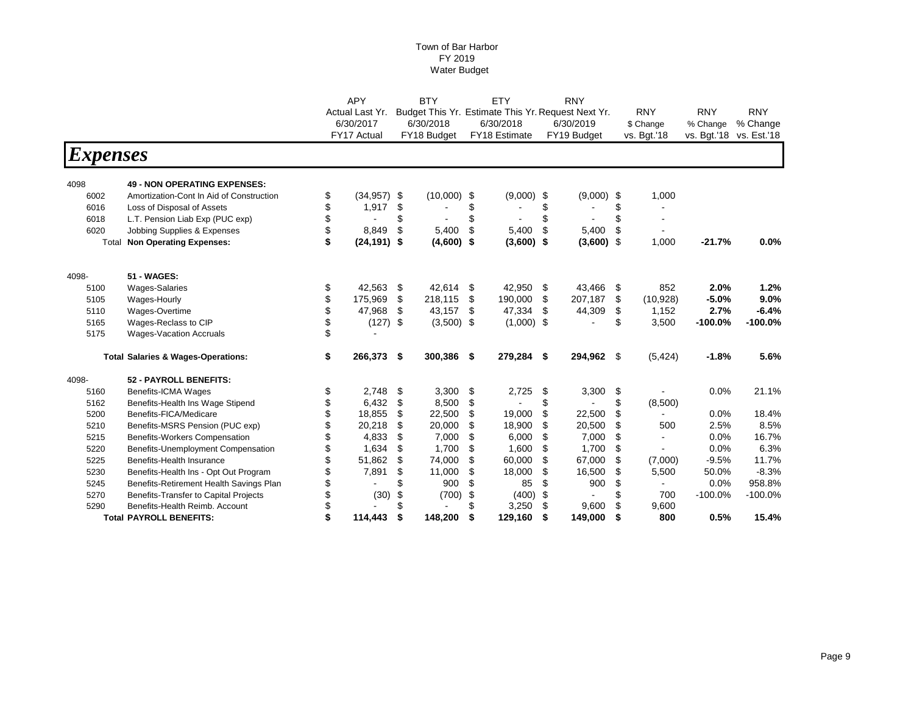Town of Bar Harbor
FY 2019
Water Budget

# Expenses

| | | APY Actual Last Yr. 6/30/2017 FY17 Actual | BTY Budget This Yr. 6/30/2018 FY18 Budget | ETY Estimate This Yr. 6/30/2018 FY18 Estimate | RNY Request Next Yr. 6/30/2019 FY19 Budget | RNY $ Change vs. Bgt.'18 | RNY % Change vs. Bgt.'18 | RNY % Change vs. Est.'18 |
|---|---|---|---|---|---|---|---|---|
| 4098 | **49 - NON OPERATING EXPENSES:** | | | | | | | |
| 6002 | Amortization-Cont In Aid of Construction | $ (34,957) | $ (10,000) | $ (9,000) | $ (9,000) | $ 1,000 | | |
| 6016 | Loss of Disposal of Assets | $ 1,917 | $ - | $ - | $ - | $ - | | |
| 6018 | L.T. Pension Liab Exp (PUC exp) | $ - | $ - | $ - | $ - | $ - | | |
| 6020 | Jobbing Supplies & Expenses | $ 8,849 | $ 5,400 | $ 5,400 | $ 5,400 | $ - | | |
| Total | **Non Operating Expenses:** | **$ (24,191)** | **$ (4,600)** | **$ (3,600)** | **$ (3,600)** | $ 1,000 | **-21.7%** | **0.0%** |
| 4098- | **51 - WAGES:** | | | | | | | |
| 5100 | Wages-Salaries | $ 42,563 | $ 42,614 | $ 42,950 | $ 43,466 | $ 852 | **2.0%** | **1.2%** |
| 5105 | Wages-Hourly | $ 175,969 | $ 218,115 | $ 190,000 | $ 207,187 | $ (10,928) | **-5.0%** | **9.0%** |
| 5110 | Wages-Overtime | $ 47,968 | $ 43,157 | $ 47,334 | $ 44,309 | $ 1,152 | **2.7%** | **-6.4%** |
| 5165 | Wages-Reclass to CIP | $ (127) | $ (3,500) | $ (1,000) | $ - | $ 3,500 | **-100.0%** | **-100.0%** |
| 5175 | Wages-Vacation Accruals | $ - | | | | | | |
| | **Total Salaries & Wages-Operations:** | **$ 266,373** | **$ 300,386** | **$ 279,284** | **$ 294,962** | $ (5,424) | **-1.8%** | **5.6%** |
| 4098- | **52 - PAYROLL BENEFITS:** | | | | | | | |
| 5160 | Benefits-ICMA Wages | $ 2,748 | $ 3,300 | $ 2,725 | $ 3,300 | $ - | 0.0% | 21.1% |
| 5162 | Benefits-Health Ins Wage Stipend | $ 6,432 | $ 8,500 | $ - | $ - | $ (8,500) | | |
| 5200 | Benefits-FICA/Medicare | $ 18,855 | $ 22,500 | $ 19,000 | $ 22,500 | $ - | 0.0% | 18.4% |
| 5210 | Benefits-MSRS Pension (PUC exp) | $ 20,218 | $ 20,000 | $ 18,900 | $ 20,500 | $ 500 | 2.5% | 8.5% |
| 5215 | Benefits-Workers Compensation | $ 4,833 | $ 7,000 | $ 6,000 | $ 7,000 | $ - | 0.0% | 16.7% |
| 5220 | Benefits-Unemployment Compensation | $ 1,634 | $ 1,700 | $ 1,600 | $ 1,700 | $ - | 0.0% | 6.3% |
| 5225 | Benefits-Health Insurance | $ 51,862 | $ 74,000 | $ 60,000 | $ 67,000 | $ (7,000) | -9.5% | 11.7% |
| 5230 | Benefits-Health Ins - Opt Out Program | $ 7,891 | $ 11,000 | $ 18,000 | $ 16,500 | $ 5,500 | 50.0% | -8.3% |
| 5245 | Benefits-Retirement Health Savings Plan | $ - | $ 900 | $ 85 | $ 900 | $ - | 0.0% | 958.8% |
| 5270 | Benefits-Transfer to Capital Projects | $ (30) | $ (700) | $ (400) | $ - | $ 700 | -100.0% | -100.0% |
| 5290 | Benefits-Health Reimb. Account | $ - | $ - | $ 3,250 | $ 9,600 | $ 9,600 | | |
| | **Total PAYROLL BENEFITS:** | **$ 114,443** | **$ 148,200** | **$ 129,160** | **$ 149,000** | **$ 800** | **0.5%** | **15.4%** |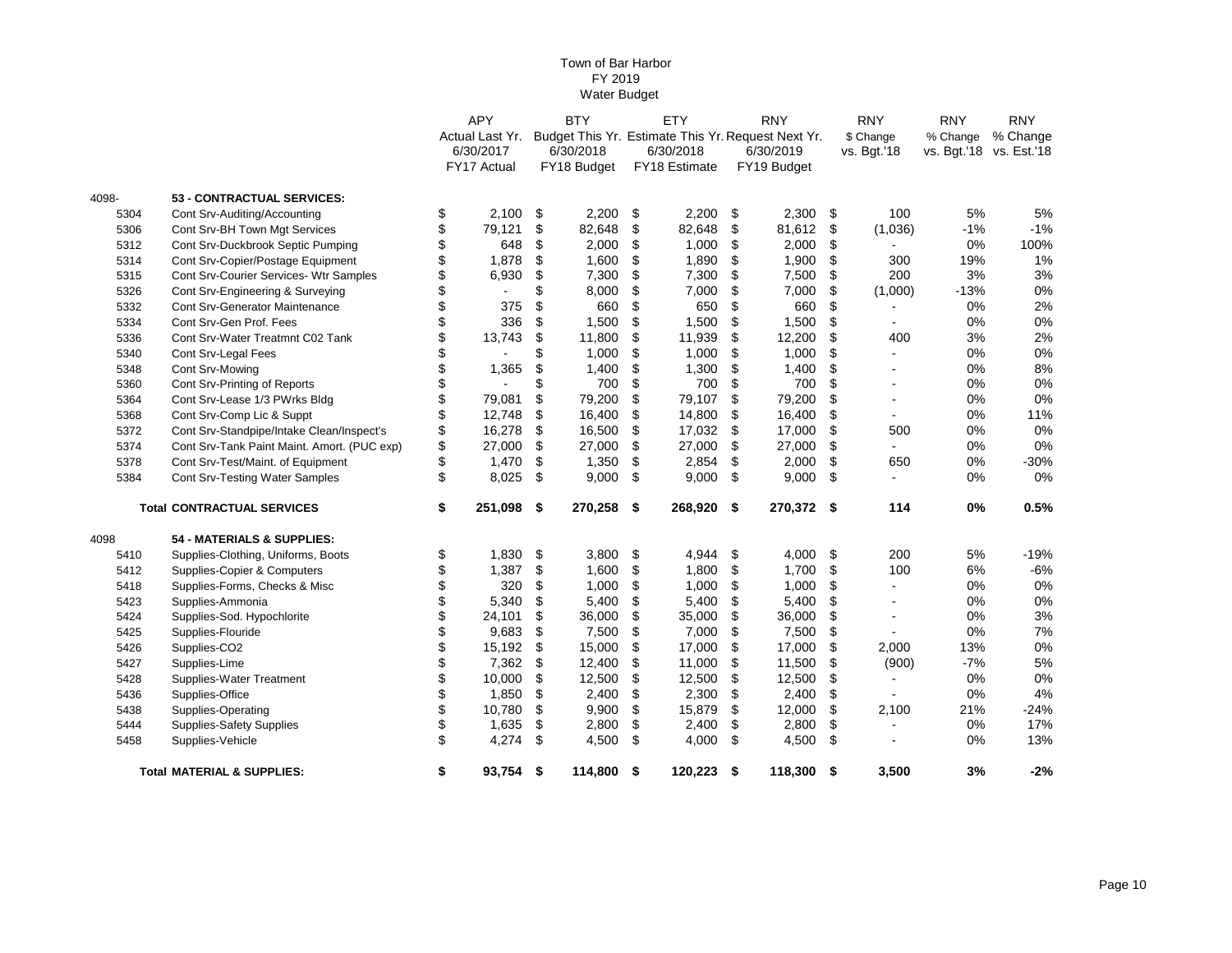# Town of Bar Harbor
## FY 2019
## Water Budget

| | | APY Actual Last Yr. 6/30/2017 FY17 Actual | BTY Budget This Yr. 6/30/2018 FY18 Budget | ETY Estimate This Yr. 6/30/2018 FY18 Estimate | RNY Request Next Yr. 6/30/2019 FY19 Budget | RNY $ Change vs. Bgt.'18 | RNY % Change vs. Bgt.'18 | RNY % Change vs. Est.'18 |
|---|---|---|---|---|---|---|---|---|
| 4098- | **53 - CONTRACTUAL SERVICES:** | | | | | | | |
| 5304 | Cont Srv-Auditing/Accounting | $ 2,100 | $ 2,200 | $ 2,200 | $ 2,300 | $ 100 | 5% | 5% |
| 5306 | Cont Srv-BH Town Mgt Services | $ 79,121 | $ 82,648 | $ 82,648 | $ 81,612 | $ (1,036) | -1% | -1% |
| 5312 | Cont Srv-Duckbrook Septic Pumping | $ 648 | $ 2,000 | $ 1,000 | $ 2,000 | $ - | 0% | 100% |
| 5314 | Cont Srv-Copier/Postage Equipment | $ 1,878 | $ 1,600 | $ 1,890 | $ 1,900 | $ 300 | 19% | 1% |
| 5315 | Cont Srv-Courier Services- Wtr Samples | $ 6,930 | $ 7,300 | $ 7,300 | $ 7,500 | $ 200 | 3% | 3% |
| 5326 | Cont Srv-Engineering & Surveying | $ - | $ 8,000 | $ 7,000 | $ 7,000 | $ (1,000) | -13% | 0% |
| 5332 | Cont Srv-Generator Maintenance | $ 375 | $ 660 | $ 650 | $ 660 | $ - | 0% | 2% |
| 5334 | Cont Srv-Gen Prof. Fees | $ 336 | $ 1,500 | $ 1,500 | $ 1,500 | $ - | 0% | 0% |
| 5336 | Cont Srv-Water Treatmnt C02 Tank | $ 13,743 | $ 11,800 | $ 11,939 | $ 12,200 | $ 400 | 3% | 2% |
| 5340 | Cont Srv-Legal Fees | $ - | $ 1,000 | $ 1,000 | $ 1,000 | $ - | 0% | 0% |
| 5348 | Cont Srv-Mowing | $ 1,365 | $ 1,400 | $ 1,300 | $ 1,400 | $ - | 0% | 8% |
| 5360 | Cont Srv-Printing of Reports | $ - | $ 700 | $ 700 | $ 700 | $ - | 0% | 0% |
| 5364 | Cont Srv-Lease 1/3 PWrks Bldg | $ 79,081 | $ 79,200 | $ 79,107 | $ 79,200 | $ - | 0% | 0% |
| 5368 | Cont Srv-Comp Lic & Suppt | $ 12,748 | $ 16,400 | $ 14,800 | $ 16,400 | $ - | 0% | 11% |
| 5372 | Cont Srv-Standpipe/Intake Clean/Inspect's | $ 16,278 | $ 16,500 | $ 17,032 | $ 17,000 | $ 500 | 0% | 0% |
| 5374 | Cont Srv-Tank Paint Maint. Amort. (PUC exp) | $ 27,000 | $ 27,000 | $ 27,000 | $ 27,000 | $ - | 0% | 0% |
| 5378 | Cont Srv-Test/Maint. of Equipment | $ 1,470 | $ 1,350 | $ 2,854 | $ 2,000 | $ 650 | 0% | -30% |
| 5384 | Cont Srv-Testing Water Samples | $ 8,025 | $ 9,000 | $ 9,000 | $ 9,000 | $ - | 0% | 0% |
| | **Total CONTRACTUAL SERVICES** | **$ 251,098** | **$ 270,258** | **$ 268,920** | **$ 270,372** | **$ 114** | **0%** | **0.5%** |
| 4098 | **54 - MATERIALS & SUPPLIES:** | | | | | | | |
| 5410 | Supplies-Clothing, Uniforms, Boots | $ 1,830 | $ 3,800 | $ 4,944 | $ 4,000 | $ 200 | 5% | -19% |
| 5412 | Supplies-Copier & Computers | $ 1,387 | $ 1,600 | $ 1,800 | $ 1,700 | $ 100 | 6% | -6% |
| 5418 | Supplies-Forms, Checks & Misc | $ 320 | $ 1,000 | $ 1,000 | $ 1,000 | $ - | 0% | 0% |
| 5423 | Supplies-Ammonia | $ 5,340 | $ 5,400 | $ 5,400 | $ 5,400 | $ - | 0% | 0% |
| 5424 | Supplies-Sod. Hypochlorite | $ 24,101 | $ 36,000 | $ 35,000 | $ 36,000 | $ - | 0% | 3% |
| 5425 | Supplies-Flouride | $ 9,683 | $ 7,500 | $ 7,000 | $ 7,500 | $ - | 0% | 7% |
| 5426 | Supplies-CO2 | $ 15,192 | $ 15,000 | $ 17,000 | $ 17,000 | $ 2,000 | 13% | 0% |
| 5427 | Supplies-Lime | $ 7,362 | $ 12,400 | $ 11,000 | $ 11,500 | $ (900) | -7% | 5% |
| 5428 | Supplies-Water Treatment | $ 10,000 | $ 12,500 | $ 12,500 | $ 12,500 | $ - | 0% | 0% |
| 5436 | Supplies-Office | $ 1,850 | $ 2,400 | $ 2,300 | $ 2,400 | $ - | 0% | 4% |
| 5438 | Supplies-Operating | $ 10,780 | $ 9,900 | $ 15,879 | $ 12,000 | $ 2,100 | 21% | -24% |
| 5444 | Supplies-Safety Supplies | $ 1,635 | $ 2,800 | $ 2,400 | $ 2,800 | $ - | 0% | 17% |
| 5458 | Supplies-Vehicle | $ 4,274 | $ 4,500 | $ 4,000 | $ 4,500 | $ - | 0% | 13% |
| | **Total MATERIAL & SUPPLIES:** | **$ 93,754** | **$ 114,800** | **$ 120,223** | **$ 118,300** | **$ 3,500** | **3%** | **-2%** |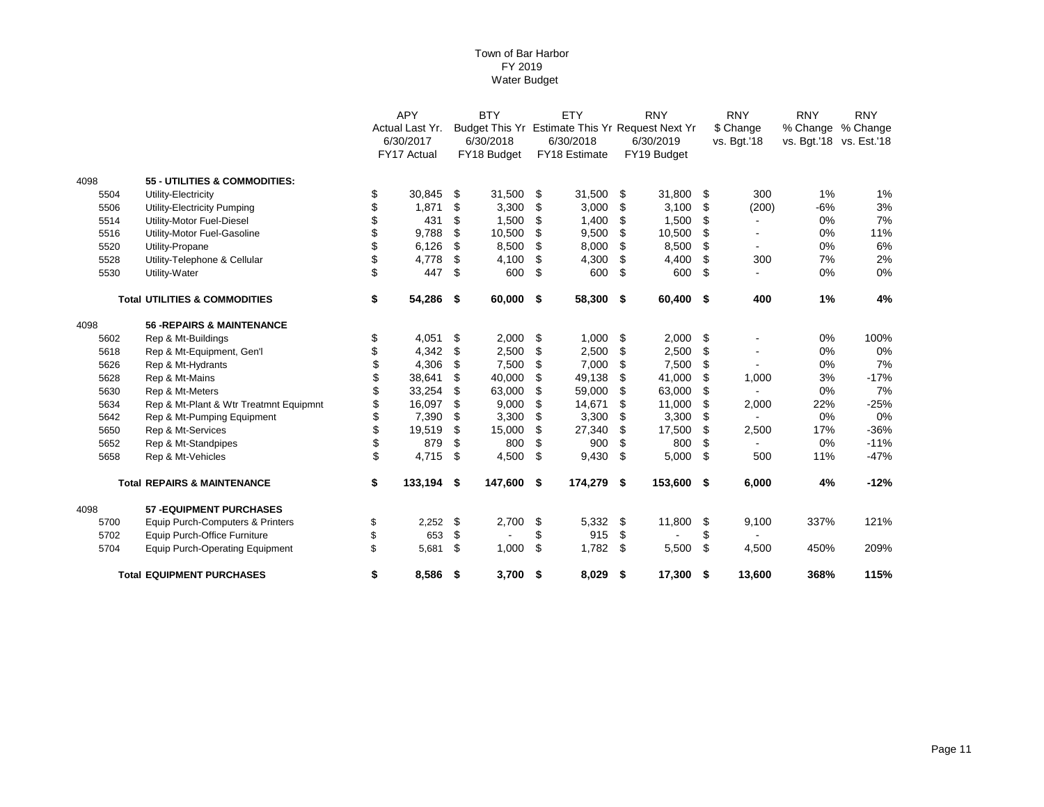# Town of Bar Harbor
## FY 2019
## Water Budget

| | | APY Actual Last Yr. 6/30/2017 FY17 Actual | BTY Budget This Yr 6/30/2018 FY18 Budget | ETY Estimate This Yr 6/30/2018 FY18 Estimate | RNY Request Next Yr 6/30/2019 FY19 Budget | RNY $ Change vs. Bgt.'18 | RNY % Change vs. Bgt.'18 | RNY % Change vs. Est.'18 |
|---|---|---|---|---|---|---|---|---|
| 4098 | **55 - UTILITIES & COMMODITIES:** | | | | | | | |
| 5504 | Utility-Electricity | $ 30,845 | $ 31,500 | $ 31,500 | $ 31,800 | $ 300 | 1% | 1% |
| 5506 | Utility-Electricity Pumping | $ 1,871 | $ 3,300 | $ 3,000 | $ 3,100 | $ (200) | -6% | 3% |
| 5514 | Utility-Motor Fuel-Diesel | $ 431 | $ 1,500 | $ 1,400 | $ 1,500 | $ - | 0% | 7% |
| 5516 | Utility-Motor Fuel-Gasoline | $ 9,788 | $ 10,500 | $ 9,500 | $ 10,500 | $ - | 0% | 11% |
| 5520 | Utility-Propane | $ 6,126 | $ 8,500 | $ 8,000 | $ 8,500 | $ - | 0% | 6% |
| 5528 | Utility-Telephone & Cellular | $ 4,778 | $ 4,100 | $ 4,300 | $ 4,400 | $ 300 | 7% | 2% |
| 5530 | Utility-Water | $ 447 | $ 600 | $ 600 | $ 600 | $ - | 0% | 0% |
| | **Total UTILITIES & COMMODITIES** | **$ 54,286** | **$ 60,000** | **$ 58,300** | **$ 60,400** | **$ 400** | **1%** | **4%** |
| 4098 | **56 -REPAIRS & MAINTENANCE** | | | | | | | |
| 5602 | Rep & Mt-Buildings | $ 4,051 | $ 2,000 | $ 1,000 | $ 2,000 | $ - | 0% | 100% |
| 5618 | Rep & Mt-Equipment, Gen'l | $ 4,342 | $ 2,500 | $ 2,500 | $ 2,500 | $ - | 0% | 0% |
| 5626 | Rep & Mt-Hydrants | $ 4,306 | $ 7,500 | $ 7,000 | $ 7,500 | $ - | 0% | 7% |
| 5628 | Rep & Mt-Mains | $ 38,641 | $ 40,000 | $ 49,138 | $ 41,000 | $ 1,000 | 3% | -17% |
| 5630 | Rep & Mt-Meters | $ 33,254 | $ 63,000 | $ 59,000 | $ 63,000 | $ - | 0% | 7% |
| 5634 | Rep & Mt-Plant & Wtr Treatmnt Equipmnt | $ 16,097 | $ 9,000 | $ 14,671 | $ 11,000 | $ 2,000 | 22% | -25% |
| 5642 | Rep & Mt-Pumping Equipment | $ 7,390 | $ 3,300 | $ 3,300 | $ 3,300 | $ - | 0% | 0% |
| 5650 | Rep & Mt-Services | $ 19,519 | $ 15,000 | $ 27,340 | $ 17,500 | $ 2,500 | 17% | -36% |
| 5652 | Rep & Mt-Standpipes | $ 879 | $ 800 | $ 900 | $ 800 | $ - | 0% | -11% |
| 5658 | Rep & Mt-Vehicles | $ 4,715 | $ 4,500 | $ 9,430 | $ 5,000 | $ 500 | 11% | -47% |
| | **Total REPAIRS & MAINTENANCE** | **$ 133,194** | **$ 147,600** | **$ 174,279** | **$ 153,600** | **$ 6,000** | **4%** | **-12%** |
| 4098 | **57 -EQUIPMENT PURCHASES** | | | | | | | |
| 5700 | Equip Purch-Computers & Printers | $ 2,252 | $ 2,700 | $ 5,332 | $ 11,800 | $ 9,100 | 337% | 121% |
| 5702 | Equip Purch-Office Furniture | $ 653 | $ - | $ 915 | $ - | $ - | | |
| 5704 | Equip Purch-Operating Equipment | $ 5,681 | $ 1,000 | $ 1,782 | $ 5,500 | $ 4,500 | 450% | 209% |
| | **Total EQUIPMENT PURCHASES** | **$ 8,586** | **$ 3,700** | **$ 8,029** | **$ 17,300** | **$ 13,600** | **368%** | **115%** |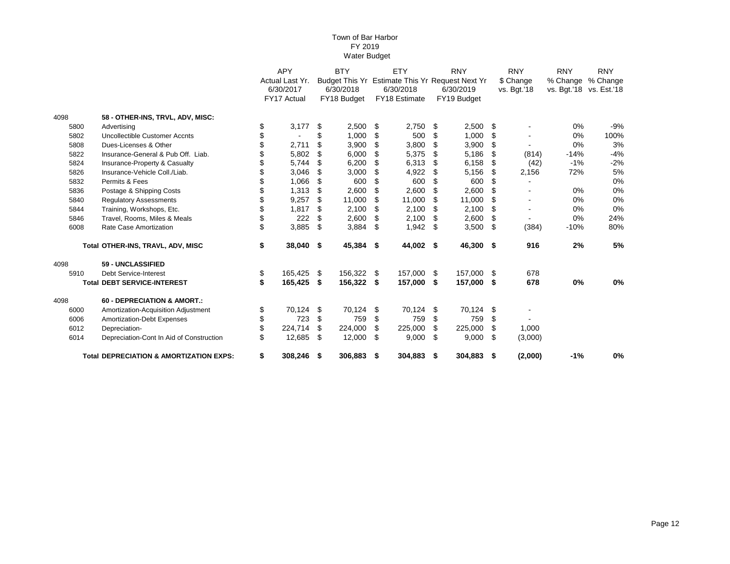# Town of Bar Harbor
## FY 2019
## Water Budget

| | | APY Actual Last Yr. 6/30/2017 FY17 Actual | BTY Budget This Yr 6/30/2018 FY18 Budget | ETY Estimate This Yr 6/30/2018 FY18 Estimate | RNY Request Next Yr 6/30/2019 FY19 Budget | RNY $ Change vs. Bgt.'18 | RNY % Change vs. Bgt.'18 | RNY % Change vs. Est.'18 |
|---|---|---|---|---|---|---|---|---|
| 4098 | **58 - OTHER-INS, TRVL, ADV, MISC:** | | | | | | | |
| 5800 | Advertising | $ 3,177 | $ 2,500 | $ 2,750 | $ 2,500 | $ - | 0% | -9% |
| 5802 | Uncollectible Customer Accnts | $ - | $ 1,000 | $ 500 | $ 1,000 | $ - | 0% | 100% |
| 5808 | Dues-Licenses & Other | $ 2,711 | $ 3,900 | $ 3,800 | $ 3,900 | $ - | 0% | 3% |
| 5822 | Insurance-General & Pub Off. Liab. | $ 5,802 | $ 6,000 | $ 5,375 | $ 5,186 | $ (814) | -14% | -4% |
| 5824 | Insurance-Property & Casualty | $ 5,744 | $ 6,200 | $ 6,313 | $ 6,158 | $ (42) | -1% | -2% |
| 5826 | Insurance-Vehicle Coll./Liab. | $ 3,046 | $ 3,000 | $ 4,922 | $ 5,156 | $ 2,156 | 72% | 5% |
| 5832 | Permits & Fees | $ 1,066 | $ 600 | $ 600 | $ 600 | $ - | | 0% |
| 5836 | Postage & Shipping Costs | $ 1,313 | $ 2,600 | $ 2,600 | $ 2,600 | $ - | 0% | 0% |
| 5840 | Regulatory Assessments | $ 9,257 | $ 11,000 | $ 11,000 | $ 11,000 | $ - | 0% | 0% |
| 5844 | Training, Workshops, Etc. | $ 1,817 | $ 2,100 | $ 2,100 | $ 2,100 | $ - | 0% | 0% |
| 5846 | Travel, Rooms, Miles & Meals | $ 222 | $ 2,600 | $ 2,100 | $ 2,600 | $ - | 0% | 24% |
| 6008 | Rate Case Amortization | $ 3,885 | $ 3,884 | $ 1,942 | $ 3,500 | $ (384) | -10% | 80% |
| | **Total OTHER-INS, TRAVL, ADV, MISC** | **$ 38,040** | **$ 45,384** | **$ 44,002** | **$ 46,300** | **$ 916** | **2%** | **5%** |
| 4098 | **59 - UNCLASSIFIED** | | | | | | | |
| 5910 | Debt Service-Interest | $ 165,425 | $ 156,322 | $ 157,000 | $ 157,000 | $ 678 | | |
| | **Total DEBT SERVICE-INTEREST** | **$ 165,425** | **$ 156,322** | **$ 157,000** | **$ 157,000** | **$ 678** | **0%** | **0%** |
| 4098 | **60 - DEPRECIATION & AMORT.:** | | | | | | | |
| 6000 | Amortization-Acquisition Adjustment | $ 70,124 | $ 70,124 | $ 70,124 | $ 70,124 | $ - | | |
| 6006 | Amortization-Debt Expenses | $ 723 | $ 759 | $ 759 | $ 759 | $ - | | |
| 6012 | Depreciation- | $ 224,714 | $ 224,000 | $ 225,000 | $ 225,000 | $ 1,000 | | |
| 6014 | Depreciation-Cont In Aid of Construction | $ 12,685 | $ 12,000 | $ 9,000 | $ 9,000 | $ (3,000) | | |
| | **Total DEPRECIATION & AMORTIZATION EXPS:** | **$ 308,246** | **$ 306,883** | **$ 304,883** | **$ 304,883** | **$ (2,000)** | **-1%** | **0%** |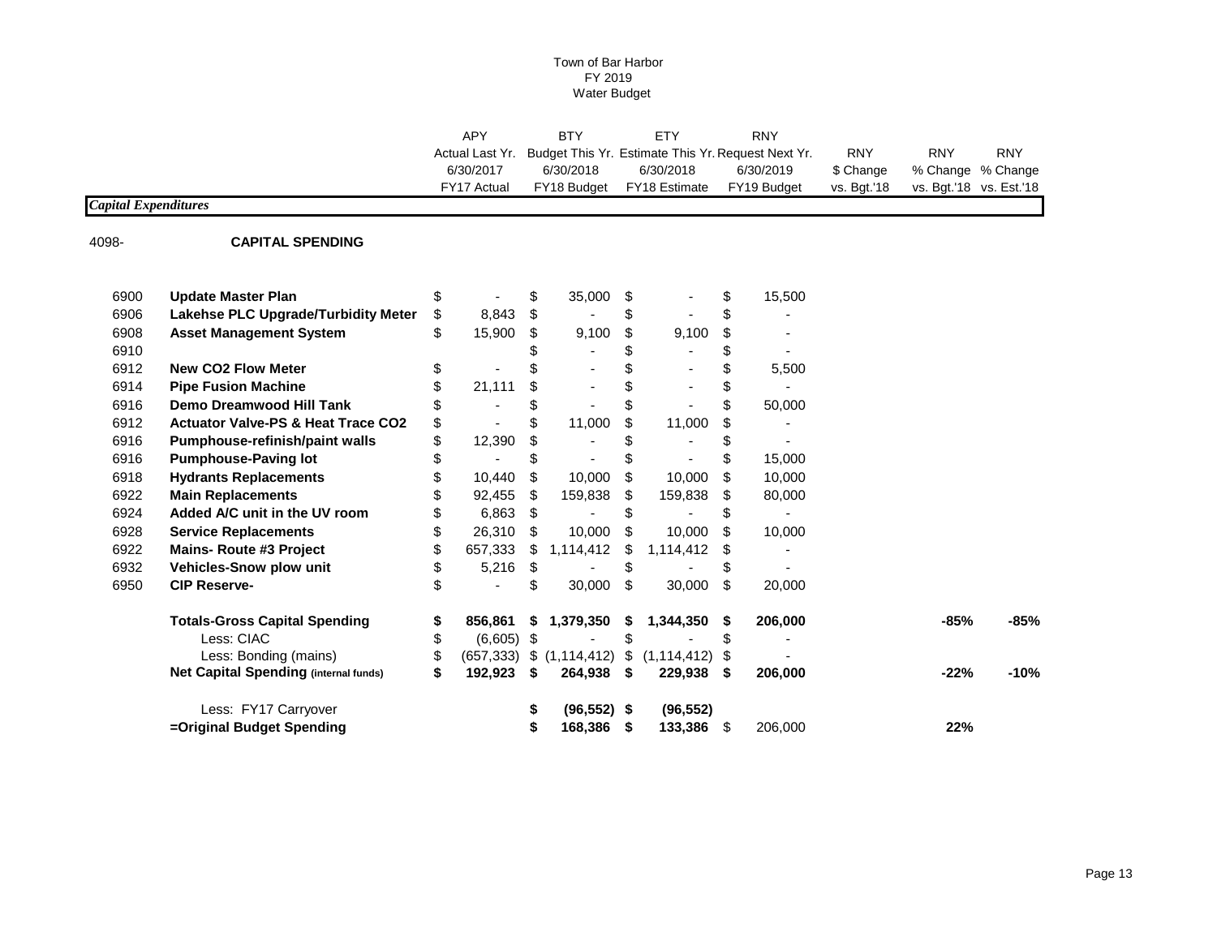Town of Bar Harbor
FY 2019
Water Budget

| | | APY | BTY | ETY | RNY | | | |
|---|---|---|---|---|---|---|---|---|
| | | Actual Last Yr. | Budget This Yr. | Estimate This Yr. | Request Next Yr. | RNY | RNY | RNY |
| | | 6/30/2017 | 6/30/2018 | 6/30/2018 | 6/30/2019 | $ Change | % Change | % Change |
| | | FY17 Actual | FY18 Budget | FY18 Estimate | FY19 Budget | vs. Bgt.'18 | vs. Bgt.'18 | vs. Est.'18 |
| ***Capital Expenditures*** | | | | | | | | |
| 4098- | **CAPITAL SPENDING** | | | | | | | |
| 6900 | **Update Master Plan** | $ - | $ 35,000 | $ - | $ 15,500 | | | |
| 6906 | **Lakehse PLC Upgrade/Turbidity Meter** | $ 8,843 | $ - | $ - | $ - | | | |
| 6908 | **Asset Management System** | $ 15,900 | $ 9,100 | $ 9,100 | $ - | | | |
| 6910 | | | $ - | $ - | $ - | | | |
| 6912 | **New CO2 Flow Meter** | $ - | $ - | $ - | $ 5,500 | | | |
| 6914 | **Pipe Fusion Machine** | $ 21,111 | $ - | $ - | $ - | | | |
| 6916 | **Demo Dreamwood Hill Tank** | $ - | $ - | $ - | $ 50,000 | | | |
| 6912 | **Actuator Valve-PS & Heat Trace CO2** | $ - | $ 11,000 | $ 11,000 | $ - | | | |
| 6916 | **Pumphouse-refinish/paint walls** | $ 12,390 | $ - | $ - | $ - | | | |
| 6916 | **Pumphouse-Paving lot** | $ - | $ - | $ - | $ 15,000 | | | |
| 6918 | **Hydrants Replacements** | $ 10,440 | $ 10,000 | $ 10,000 | $ 10,000 | | | |
| 6922 | **Main Replacements** | $ 92,455 | $ 159,838 | $ 159,838 | $ 80,000 | | | |
| 6924 | **Added A/C unit in the UV room** | $ 6,863 | $ - | $ - | $ - | | | |
| 6928 | **Service Replacements** | $ 26,310 | $ 10,000 | $ 10,000 | $ 10,000 | | | |
| 6922 | **Mains- Route #3 Project** | $ 657,333 | $ 1,114,412 | $ 1,114,412 | $ - | | | |
| 6932 | **Vehicles-Snow plow unit** | $ 5,216 | $ - | $ - | $ - | | | |
| 6950 | **CIP Reserve-** | $ - | $ 30,000 | $ 30,000 | $ 20,000 | | | |
| | **Totals-Gross Capital Spending** | **$ 856,861** | **$ 1,379,350** | **$ 1,344,350** | **$ 206,000** | | **-85%** | **-85%** |
| | Less: CIAC | $ (6,605) | $ - | $ - | $ - | | | |
| | Less: Bonding (mains) | $ (657,333) | $ (1,114,412) | $ (1,114,412) | $ - | | | |
| | **Net Capital Spending (internal funds)** | **$ 192,923** | **$ 264,938** | **$ 229,938** | **$ 206,000** | | **-22%** | **-10%** |
| | Less: FY17 Carryover | | **$ (96,552)** | **$ (96,552)** | | | | |
| | **=Original Budget Spending** | | **$ 168,386** | **$ 133,386** | $ 206,000 | | **22%** | |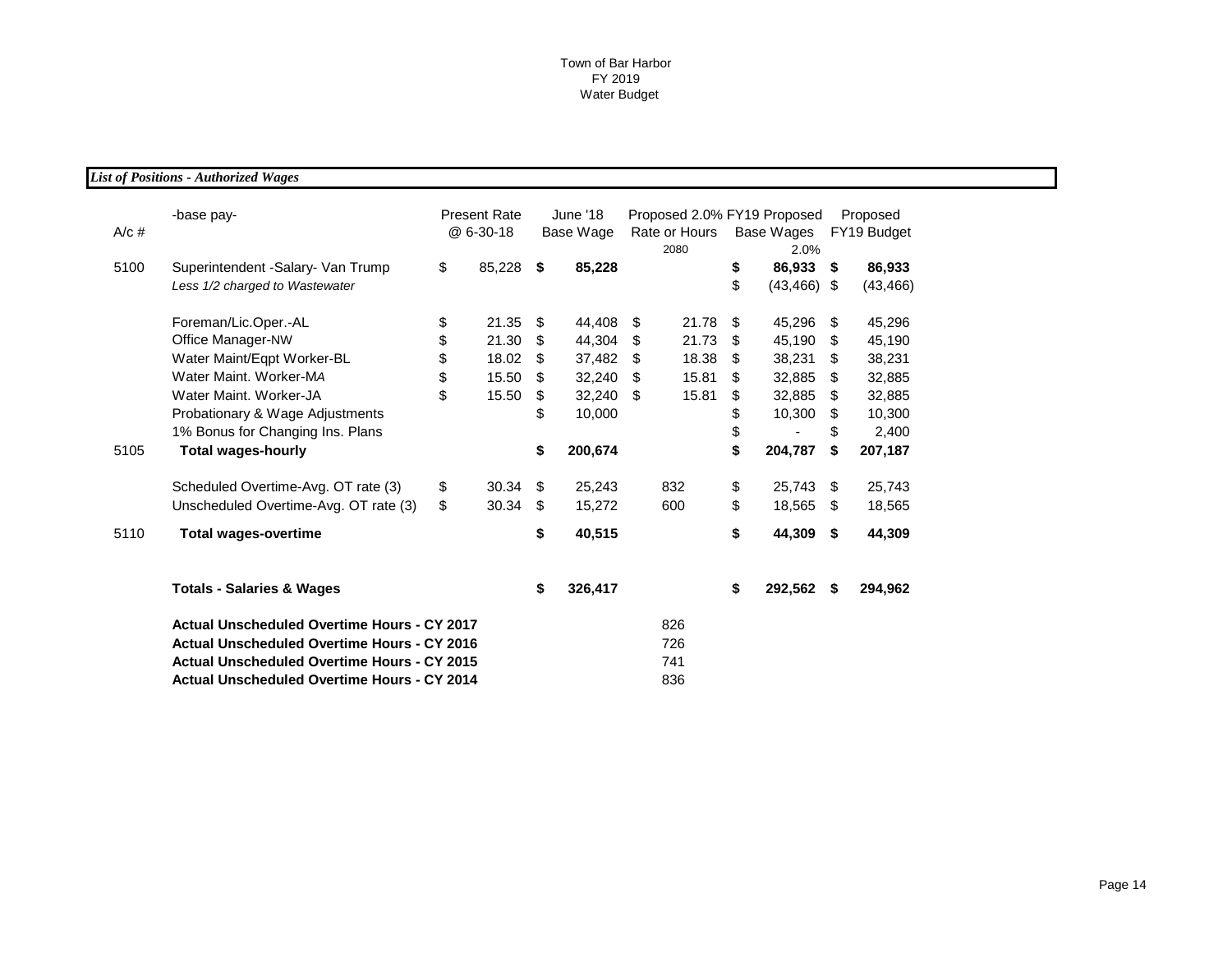Town of Bar Harbor
FY 2019
Water Budget

***List of Positions - Authorized Wages***

| A/c # | -base pay- | Present Rate @ 6-30-18 | June '18 Base Wage | Proposed 2.0% Rate or Hours 2080 | FY19 Proposed Base Wages 2.0% | Proposed FY19 Budget |
|---|---|---|---|---|---|---|
| 5100 | Superintendent -Salary- Van Trump | $ 85,228 | **$ 85,228** | | **$ 86,933** | **$ 86,933** |
| | *Less 1/2 charged to Wastewater* | | | | $ (43,466) | $ (43,466) |
| | Foreman/Lic.Oper.-AL | $ 21.35 | $ 44,408 | $ 21.78 | $ 45,296 | $ 45,296 |
| | Office Manager-NW | $ 21.30 | $ 44,304 | $ 21.73 | $ 45,190 | $ 45,190 |
| | Water Maint/Eqpt Worker-BL | $ 18.02 | $ 37,482 | $ 18.38 | $ 38,231 | $ 38,231 |
| | Water Maint. Worker-MA | $ 15.50 | $ 32,240 | $ 15.81 | $ 32,885 | $ 32,885 |
| | Water Maint. Worker-JA | $ 15.50 | $ 32,240 | $ 15.81 | $ 32,885 | $ 32,885 |
| | Probationary & Wage Adjustments | | $ 10,000 | | $ 10,300 | $ 10,300 |
| | 1% Bonus for Changing Ins. Plans | | | | $ - | $ 2,400 |
| 5105 | **Total wages-hourly** | | **$ 200,674** | | **$ 204,787** | **$ 207,187** |
| | Scheduled Overtime-Avg. OT rate (3) | $ 30.34 | $ 25,243 | 832 | $ 25,743 | $ 25,743 |
| | Unscheduled Overtime-Avg. OT rate (3) | $ 30.34 | $ 15,272 | 600 | $ 18,565 | $ 18,565 |
| 5110 | **Total wages-overtime** | | **$ 40,515** | | **$ 44,309** | **$ 44,309** |
| | **Totals - Salaries & Wages** | | **$ 326,417** | | **$ 292,562** | **$ 294,962** |
| | **Actual Unscheduled Overtime Hours - CY 2017** | | | 826 | | |
| | **Actual Unscheduled Overtime Hours - CY 2016** | | | 726 | | |
| | **Actual Unscheduled Overtime Hours - CY 2015** | | | 741 | | |
| | **Actual Unscheduled Overtime Hours - CY 2014** | | | 836 | | |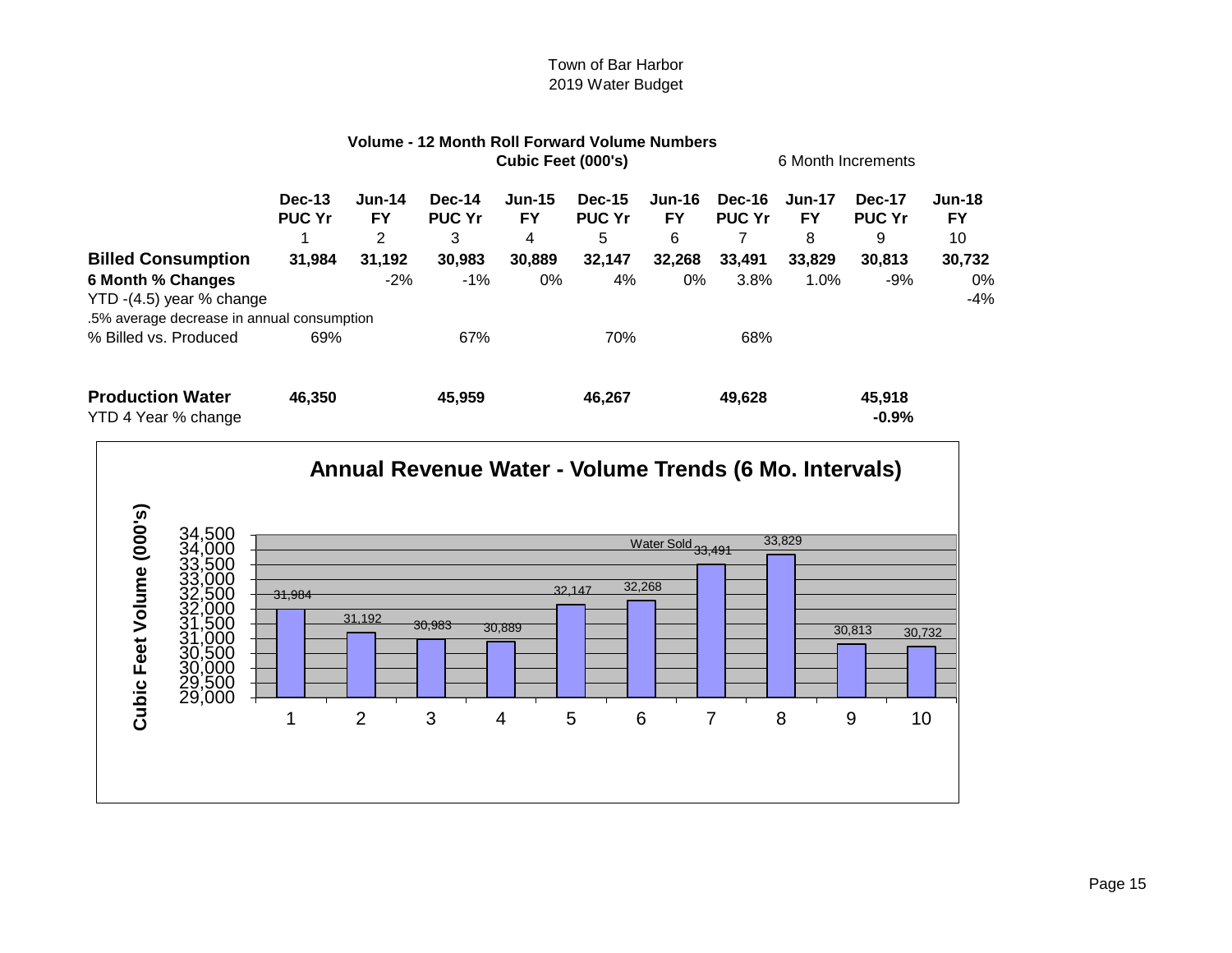Town of Bar Harbor
2019 Water Budget

## Volume - 12 Month Roll Forward Volume Numbers

**Cubic Feet (000's)** 6 Month Increments

| | Dec-13 PUC Yr | Jun-14 FY | Dec-14 PUC Yr | Jun-15 FY | Dec-15 PUC Yr | Jun-16 FY | Dec-16 PUC Yr | Jun-17 FY | Dec-17 PUC Yr | Jun-18 FY |
|---|---|---|---|---|---|---|---|---|---|---|
| | 1 | 2 | 3 | 4 | 5 | 6 | 7 | 8 | 9 | 10 |
| **Billed Consumption** | **31,984** | **31,192** | **30,983** | **30,889** | **32,147** | **32,268** | **33,491** | **33,829** | **30,813** | **30,732** |
| **6 Month % Changes** | | -2% | -1% | 0% | 4% | 0% | 3.8% | 1.0% | -9% | 0% |
| YTD -(4.5) year % change | | | | | | | | | | -4% |
| .5% average decrease in annual consumption | | | | | | | | | | |
| % Billed vs. Produced | 69% | | 67% | | 70% | | 68% | | | |
| | | | | | | | | | | |
| **Production Water** | **46,350** | | **45,959** | | **46,267** | | **49,628** | | **45,918** | |
| YTD 4 Year % change | | | | | | | | | **-0.9%** | |

## Annual Revenue Water - Volume Trends (6 Mo. Intervals)

Cubic Feet Volume (000's)

| Period | Water Sold |
|---|---|
| 1 | 31,984 |
| 2 | 31,192 |
| 3 | 30,983 |
| 4 | 30,889 |
| 5 | 32,147 |
| 6 | 32,268 |
| 7 | 33,491 |
| 8 | 33,829 |
| 9 | 30,813 |
| 10 | 30,732 |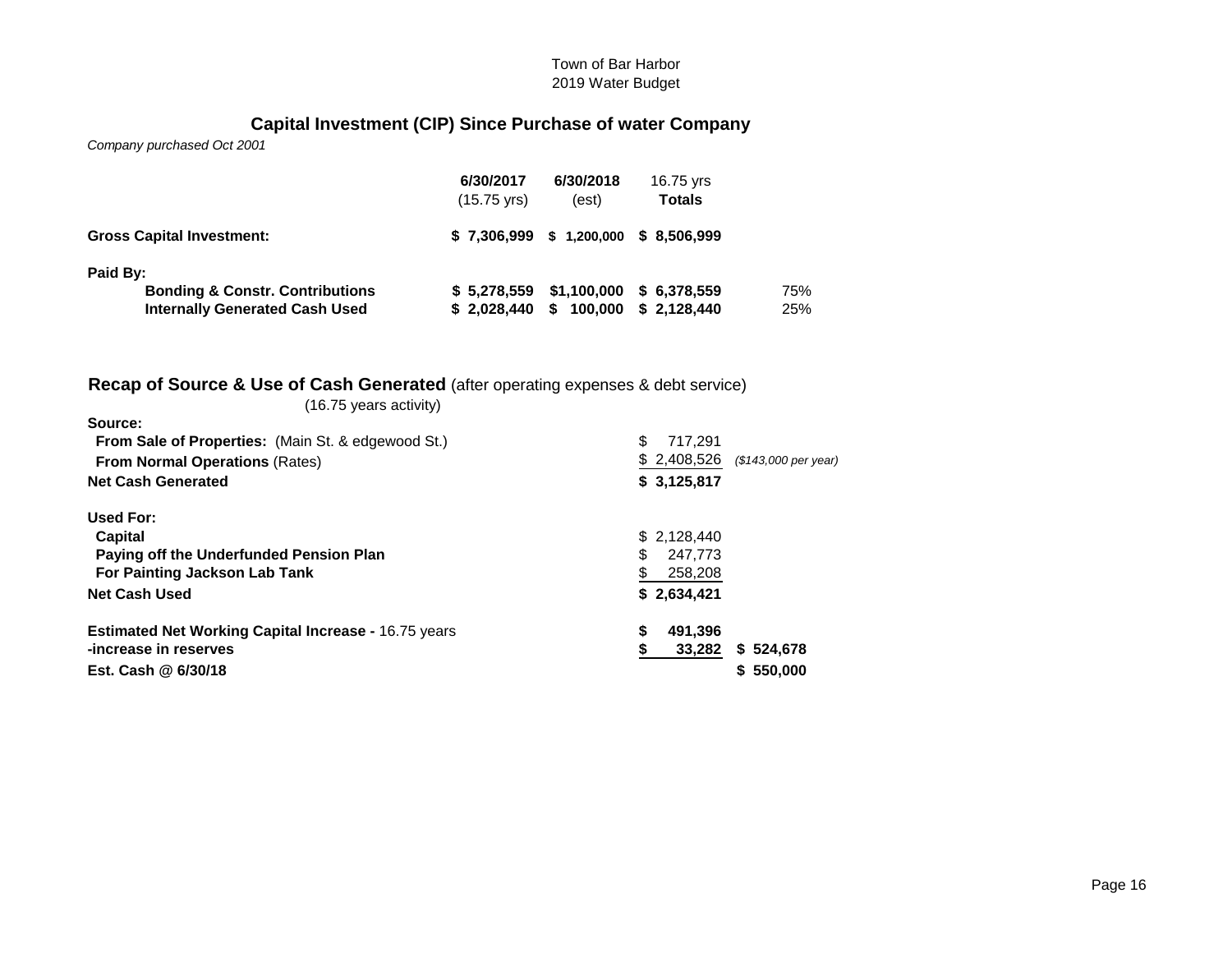Town of Bar Harbor
2019 Water Budget

## Capital Investment (CIP) Since Purchase of water Company

*Company purchased Oct 2001*

| | 6/30/2017 (15.75 yrs) | 6/30/2018 (est) | 16.75 yrs Totals | |
|---|---|---|---|---|
| **Gross Capital Investment:** | **$ 7,306,999** | **$ 1,200,000** | **$ 8,506,999** | |
| **Paid By:** | | | | |
| **Bonding & Constr. Contributions** | **$ 5,278,559** | **$1,100,000** | **$ 6,378,559** | 75% |
| **Internally Generated Cash Used** | **$ 2,028,440** | **$ 100,000** | **$ 2,128,440** | 25% |

## Recap of Source & Use of Cash Generated (after operating expenses & debt service)

(16.75 years activity)

| | | |
|---|---|---|
| **Source:** | | |
| **From Sale of Properties:** (Main St. & edgewood St.) | $ 717,291 | |
| **From Normal Operations** (Rates) | $ 2,408,526 | *($143,000 per year)* |
| **Net Cash Generated** | **$ 3,125,817** | |
| **Used For:** | | |
| **Capital** | $ 2,128,440 | |
| **Paying off the Underfunded Pension Plan** | $ 247,773 | |
| **For Painting Jackson Lab Tank** | $ 258,208 | |
| **Net Cash Used** | **$ 2,634,421** | |
| **Estimated Net Working Capital Increase -** 16.75 years | **$ 491,396** | |
| **-increase in reserves** | **$ 33,282** | **$ 524,678** |
| **Est. Cash @ 6/30/18** | | **$ 550,000** |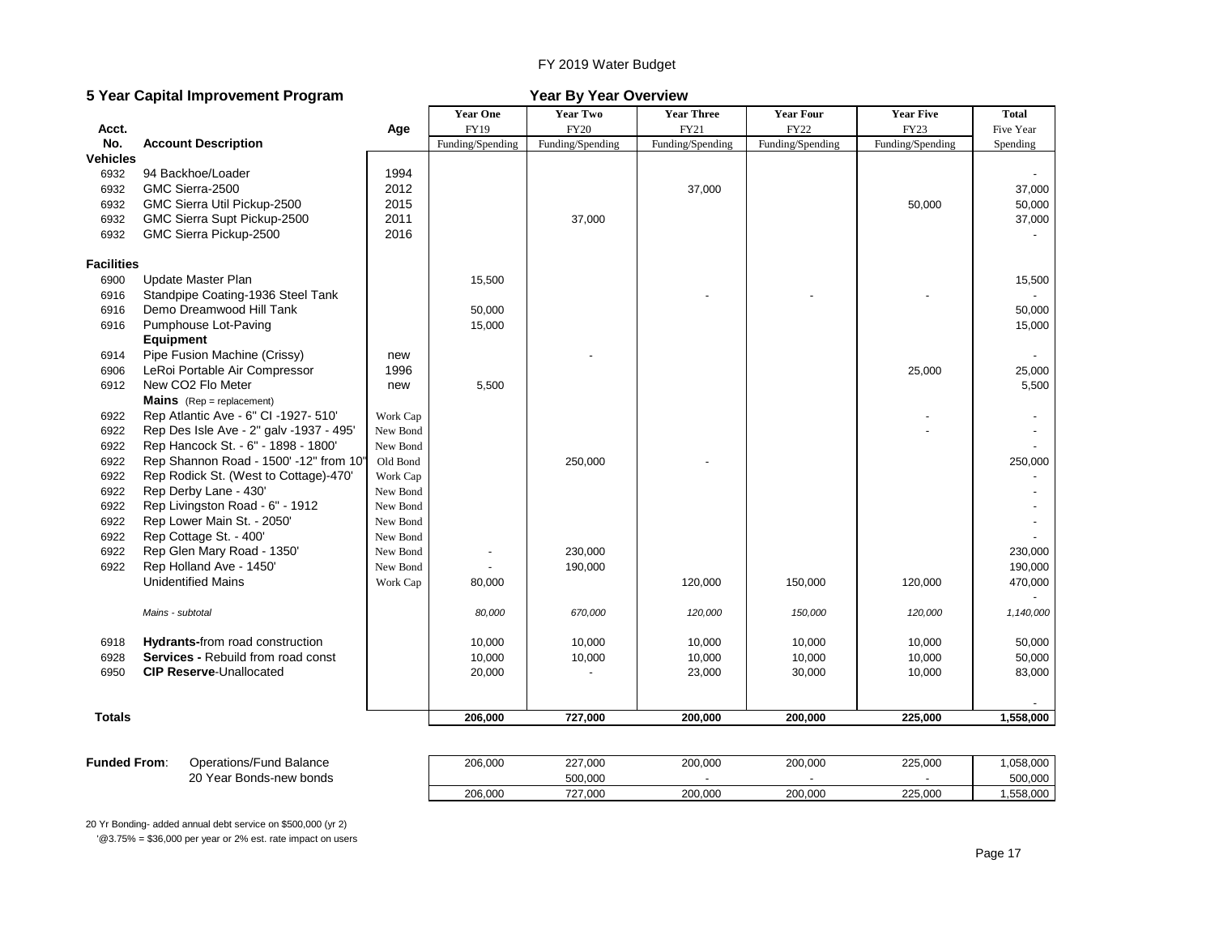FY 2019 Water Budget

## 5 Year Capital Improvement Program

**Year By Year Overview**

| Acct. No. | Account Description | Age | Year One FY19 Funding/Spending | Year Two FY20 Funding/Spending | Year Three FY21 Funding/Spending | Year Four FY22 Funding/Spending | Year Five FY23 Funding/Spending | Total Five Year Spending |
|---|---|---|---|---|---|---|---|---|
| **Vehicles** | | | | | | | | |
| 6932 | 94 Backhoe/Loader | 1994 | | | | | | - |
| 6932 | GMC Sierra-2500 | 2012 | | | 37,000 | | | 37,000 |
| 6932 | GMC Sierra Util Pickup-2500 | 2015 | | | | | 50,000 | 50,000 |
| 6932 | GMC Sierra Supt Pickup-2500 | 2011 | | 37,000 | | | | 37,000 |
| 6932 | GMC Sierra Pickup-2500 | 2016 | | | | | | - |
| **Facilities** | | | | | | | | |
| 6900 | Update Master Plan | | 15,500 | | | | | 15,500 |
| 6916 | Standpipe Coating-1936 Steel Tank | | | | - | - | - | - |
| 6916 | Demo Dreamwood Hill Tank | | 50,000 | | | | | 50,000 |
| 6916 | Pumphouse Lot-Paving | | 15,000 | | | | | 15,000 |
| | **Equipment** | | | | | | | |
| 6914 | Pipe Fusion Machine (Crissy) | new | | - | | | | - |
| 6906 | LeRoi Portable Air Compressor | 1996 | | | | | 25,000 | 25,000 |
| 6912 | New CO2 Flo Meter | new | 5,500 | | | | | 5,500 |
| | **Mains** (Rep = replacement) | | | | | | | |
| 6922 | Rep Atlantic Ave - 6" CI -1927- 510' | Work Cap | | | | | - | - |
| 6922 | Rep Des Isle Ave - 2" galv -1937 - 495' | New Bond | | | | | - | - |
| 6922 | Rep Hancock St. - 6" - 1898 - 1800' | New Bond | | | | | | - |
| 6922 | Rep Shannon Road - 1500' -12" from 10" | Old Bond | | 250,000 | - | | | 250,000 |
| 6922 | Rep Rodick St. (West to Cottage)-470' | Work Cap | | | | | | - |
| 6922 | Rep Derby Lane - 430' | New Bond | | | | | | - |
| 6922 | Rep Livingston Road - 6" - 1912 | New Bond | | | | | | - |
| 6922 | Rep Lower Main St. - 2050' | New Bond | | | | | | - |
| 6922 | Rep Cottage St. - 400' | New Bond | | | | | | - |
| 6922 | Rep Glen Mary Road - 1350' | New Bond | - | 230,000 | | | | 230,000 |
| 6922 | Rep Holland Ave - 1450' | New Bond | - | 190,000 | | | | 190,000 |
| | Unidentified Mains | Work Cap | 80,000 | | 120,000 | 150,000 | 120,000 | 470,000 |
| | | | | | | | | - |
| | *Mains - subtotal* | | *80,000* | *670,000* | *120,000* | *150,000* | *120,000* | *1,140,000* |
| 6918 | **Hydrants-**from road construction | | 10,000 | 10,000 | 10,000 | 10,000 | 10,000 | 50,000 |
| 6928 | **Services -** Rebuild from road const | | 10,000 | 10,000 | 10,000 | 10,000 | 10,000 | 50,000 |
| 6950 | **CIP Reserve**-Unallocated | | 20,000 | - | 23,000 | 30,000 | 10,000 | 83,000 |
| | | | | | | | | - |
| **Totals** | | | **206,000** | **727,000** | **200,000** | **200,000** | **225,000** | **1,558,000** |

| Funded From: | | FY19 | FY20 | FY21 | FY22 | FY23 | Total |
|---|---|---|---|---|---|---|---|
| | Operations/Fund Balance | 206,000 | 227,000 | 200,000 | 200,000 | 225,000 | 1,058,000 |
| | 20 Year Bonds-new bonds | | 500,000 | - | - | - | 500,000 |
| | | 206,000 | 727,000 | 200,000 | 200,000 | 225,000 | 1,558,000 |

20 Yr Bonding- added annual debt service on $500,000 (yr 2)

'@3.75% = $36,000 per year or 2% est. rate impact on users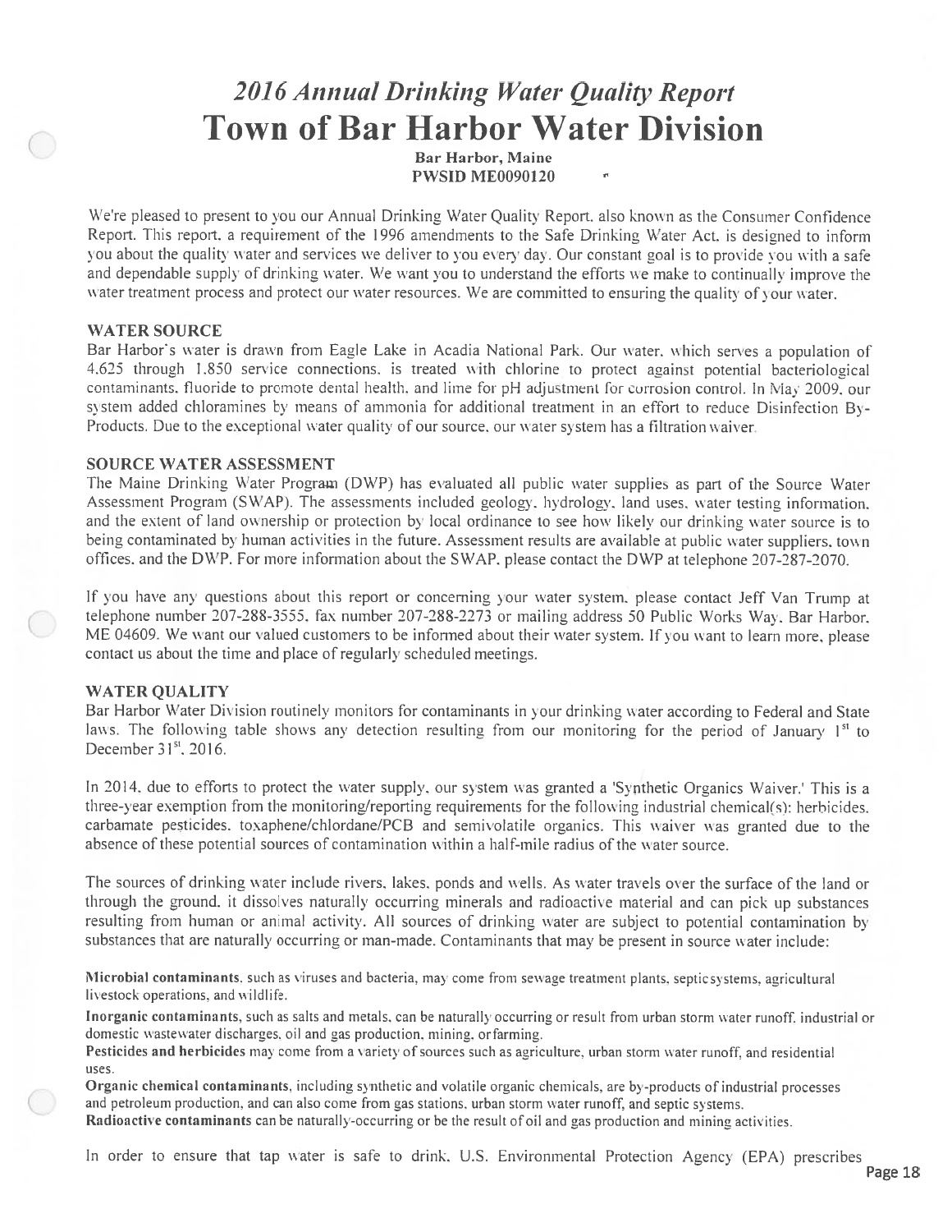# *2016 Annual Drinking Water Quality Report*

# Town of Bar Harbor Water Division

**Bar Harbor, Maine**
**PWSID ME0090120**

We're pleased to present to you our Annual Drinking Water Quality Report, also known as the Consumer Confidence Report. This report, a requirement of the 1996 amendments to the Safe Drinking Water Act, is designed to inform you about the quality water and services we deliver to you every day. Our constant goal is to provide you with a safe and dependable supply of drinking water. We want you to understand the efforts we make to continually improve the water treatment process and protect our water resources. We are committed to ensuring the quality of your water.

## WATER SOURCE

Bar Harbor's water is drawn from Eagle Lake in Acadia National Park. Our water, which serves a population of 4,625 through 1,850 service connections, is treated with chlorine to protect against potential bacteriological contaminants, fluoride to promote dental health, and lime for pH adjustment for corrosion control. In May 2009, our system added chloramines by means of ammonia for additional treatment in an effort to reduce Disinfection By-Products. Due to the exceptional water quality of our source, our water system has a filtration waiver.

## SOURCE WATER ASSESSMENT

The Maine Drinking Water Program (DWP) has evaluated all public water supplies as part of the Source Water Assessment Program (SWAP). The assessments included geology, hydrology, land uses, water testing information, and the extent of land ownership or protection by local ordinance to see how likely our drinking water source is to being contaminated by human activities in the future. Assessment results are available at public water suppliers, town offices, and the DWP. For more information about the SWAP, please contact the DWP at telephone 207-287-2070.

If you have any questions about this report or concerning your water system, please contact Jeff Van Trump at telephone number 207-288-3555, fax number 207-288-2273 or mailing address 50 Public Works Way, Bar Harbor, ME 04609. We want our valued customers to be informed about their water system. If you want to learn more, please contact us about the time and place of regularly scheduled meetings.

## WATER QUALITY

Bar Harbor Water Division routinely monitors for contaminants in your drinking water according to Federal and State laws. The following table shows any detection resulting from our monitoring for the period of January 1st to December 31st, 2016.

In 2014, due to efforts to protect the water supply, our system was granted a 'Synthetic Organics Waiver.' This is a three-year exemption from the monitoring/reporting requirements for the following industrial chemical(s): herbicides, carbamate pesticides, toxaphene/chlordane/PCB and semivolatile organics. This waiver was granted due to the absence of these potential sources of contamination within a half-mile radius of the water source.

The sources of drinking water include rivers, lakes, ponds and wells. As water travels over the surface of the land or through the ground, it dissolves naturally occurring minerals and radioactive material and can pick up substances resulting from human or animal activity. All sources of drinking water are subject to potential contamination by substances that are naturally occurring or man-made. Contaminants that may be present in source water include:

**Microbial contaminants**, such as viruses and bacteria, may come from sewage treatment plants, septic systems, agricultural livestock operations, and wildlife.

**Inorganic contaminants**, such as salts and metals, can be naturally occurring or result from urban storm water runoff, industrial or domestic wastewater discharges, oil and gas production, mining, or farming.

**Pesticides and herbicides** may come from a variety of sources such as agriculture, urban storm water runoff, and residential uses.

**Organic chemical contaminants**, including synthetic and volatile organic chemicals, are by-products of industrial processes and petroleum production, and can also come from gas stations, urban storm water runoff, and septic systems.

**Radioactive contaminants** can be naturally-occurring or be the result of oil and gas production and mining activities.

In order to ensure that tap water is safe to drink, U.S. Environmental Protection Agency (EPA) prescribes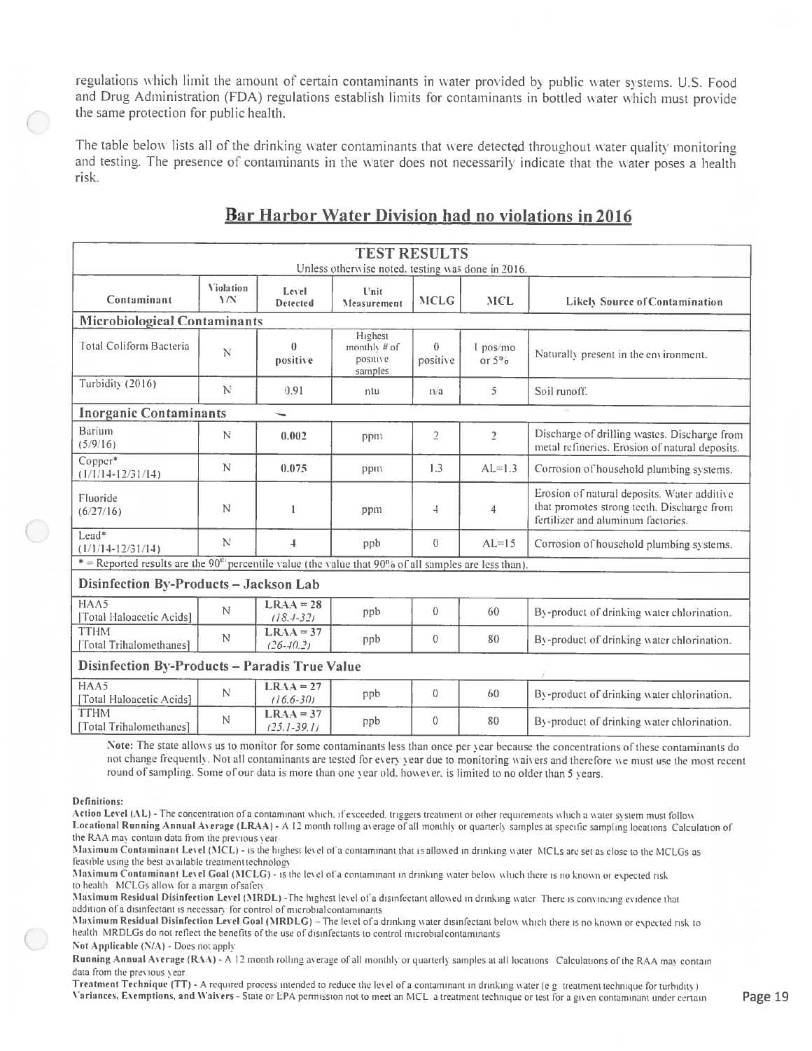regulations which limit the amount of certain contaminants in water provided by public water systems. U.S. Food and Drug Administration (FDA) regulations establish limits for contaminants in bottled water which must provide the same protection for public health.

The table below lists all of the drinking water contaminants that were detected throughout water quality monitoring and testing. The presence of contaminants in the water does not necessarily indicate that the water poses a health risk.

## Bar Harbor Water Division had no violations in 2016

**TEST RESULTS**
Unless otherwise noted, testing was done in 2016.

| Contaminant | Violation Y/N | Level Detected | Unit Measurement | MCLG | MCL | Likely Source of Contamination |
|---|---|---|---|---|---|---|
| **Microbiological Contaminants** | | | | | | |
| Total Coliform Bacteria | N | 0 positive | Highest monthly # of positive samples | 0 positive | 1 pos/mo or 5% | Naturally present in the environment. |
| Turbidity (2016) | N | 0.91 | ntu | n/a | 5 | Soil runoff. |
| **Inorganic Contaminants** | | | | | | |
| Barium (5/9/16) | N | 0.002 | ppm | 2 | 2 | Discharge of drilling wastes. Discharge from metal refineries. Erosion of natural deposits. |
| Copper* (1/1/14-12/31/14) | N | 0.075 | ppm | 1.3 | AL=1.3 | Corrosion of household plumbing systems. |
| Fluoride (6/27/16) | N | 1 | ppm | 4 | 4 | Erosion of natural deposits. Water additive that promotes strong teeth. Discharge from fertilizer and aluminum factories. |
| Lead* (1/1/14-12/31/14) | N | 4 | ppb | 0 | AL=15 | Corrosion of household plumbing systems. |
| * = Reported results are the 90th percentile value (the value that 90% of all samples are less than). | | | | | | |
| **Disinfection By-Products – Jackson Lab** | | | | | | |
| HAA5 [Total Haloacetic Acids] | N | LRAA = 28 (18.4-32) | ppb | 0 | 60 | By-product of drinking water chlorination. |
| TTHM [Total Trihalomethanes] | N | LRAA = 37 (26-40.2) | ppb | 0 | 80 | By-product of drinking water chlorination. |
| **Disinfection By-Products – Paradis True Value** | | | | | | |
| HAA5 [Total Haloacetic Acids] | N | LRAA = 27 (16.6-30) | ppb | 0 | 60 | By-product of drinking water chlorination. |
| TTHM [Total Trihalomethanes] | N | LRAA = 37 (25.1-39.1) | ppb | 0 | 80 | By-product of drinking water chlorination. |

**Note:** The state allows us to monitor for some contaminants less than once per year because the concentrations of these contaminants do not change frequently. Not all contaminants are tested for every year due to monitoring waivers and therefore we must use the most recent round of sampling. Some of our data is more than one year old, however, is limited to no older than 5 years.

**Definitions:**

**Action Level (AL)** - The concentration of a contaminant which, if exceeded, triggers treatment or other requirements which a water system must follow.

**Locational Running Annual Average (LRAA)** - A 12 month rolling average of all monthly or quarterly samples at specific sampling locations. Calculation of the RAA may contain data from the previous year.

**Maximum Contaminant Level (MCL)** - is the highest level of a contaminant that is allowed in drinking water. MCLs are set as close to the MCLGs as feasible using the best available treatment technology.

**Maximum Contaminant Level Goal (MCLG)** - is the level of a contaminant in drinking water below which there is no known or expected risk to health. MCLGs allow for a margin of safety.

**Maximum Residual Disinfection Level (MRDL)** - The highest level of a disinfectant allowed in drinking water. There is convincing evidence that addition of a disinfectant is necessary for control of microbial contaminants.

**Maximum Residual Disinfection Level Goal (MRDLG)** – The level of a drinking water disinfectant below which there is no known or expected risk to health. MRDLGs do not reflect the benefits of the use of disinfectants to control microbial contaminants.

**Not Applicable (N/A)** - Does not apply.

**Running Annual Average (RAA)** - A 12 month rolling average of all monthly or quarterly samples at all locations. Calculations of the RAA may contain data from the previous year.

**Treatment Technique (TT)** - A required process intended to reduce the level of a contaminant in drinking water (e.g. treatment technique for turbidity).

**Variances, Exemptions, and Waivers** - State or EPA permission not to meet an MCL, a treatment technique or test for a given contaminant under certain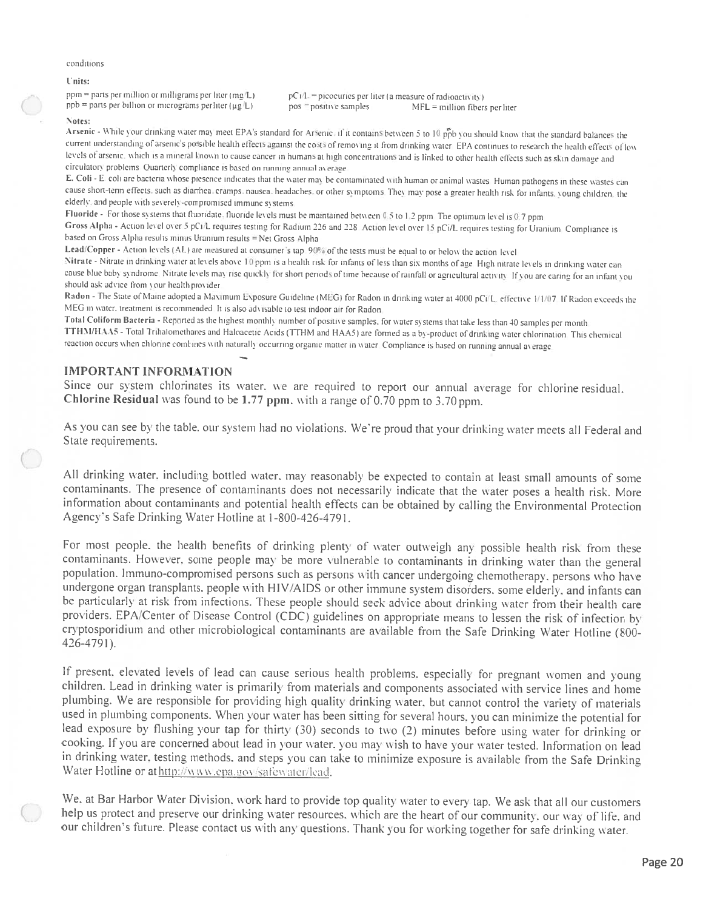conditions

**Units:**

ppm = parts per million or milligrams per liter (mg/L)
ppb = parts per billion or micrograms per liter (µg/L)
pCi/L = picocuries per liter (a measure of radioactivity)
pos = positive samples
MFL = million fibers per liter

**Notes:**

**Arsenic** - While your drinking water may meet EPA's standard for Arsenic, if it contains between 5 to 10 ppb you should know that the standard balances the current understanding of arsenic's possible health effects against the costs of removing it from drinking water. EPA continues to research the health effects of low levels of arsenic, which is a mineral known to cause cancer in humans at high concentrations and is linked to other health effects such as skin damage and circulatory problems. Quarterly compliance is based on running annual average.

**E. Coli** - E. coli are bacteria whose presence indicates that the water may be contaminated with human or animal wastes. Human pathogens in these wastes can cause short-term effects, such as diarrhea, cramps, nausea, headaches, or other symptoms. They may pose a greater health risk for infants, young children, the elderly, and people with severely-compromised immune systems.

**Fluoride** - For those systems that fluoridate, fluoride levels must be maintained between 0.5 to 1.2 ppm. The optimum level is 0.7 ppm.

**Gross Alpha** - Action level over 5 pCi/L requires testing for Radium 226 and 228. Action level over 15 pCi/L requires testing for Uranium. Compliance is based on Gross Alpha results minus Uranium results = Net Gross Alpha.

**Lead/Copper** - Action levels (AL) are measured at consumer's tap. 90% of the tests must be equal to or below the action level.

**Nitrate** - Nitrate in drinking water at levels above 10 ppm is a health risk for infants of less than six months of age. High nitrate levels in drinking water can cause blue baby syndrome. Nitrate levels may rise quickly for short periods of time because of rainfall or agricultural activity. If you are caring for an infant you should ask advice from your health provider.

**Radon** - The State of Maine adopted a Maximum Exposure Guideline (MEG) for Radon in drinking water at 4000 pCi/L, effective 1/1/07. If Radon exceeds the MEG in water, treatment is recommended. It is also advisable to test indoor air for Radon.

**Total Coliform Bacteria** - Reported as the highest monthly number of positive samples, for water systems that take less than 40 samples per month.

**TTHM/HAA5** - Total Trihalomethanes and Haloacetic Acids (TTHM and HAA5) are formed as a by-product of drinking water chlorination. This chemical reaction occurs when chlorine combines with naturally occurring organic matter in water. Compliance is based on running annual average.

## IMPORTANT INFORMATION

Since our system chlorinates its water, we are required to report our annual average for chlorine residual. **Chlorine Residual** was found to be **1.77 ppm**, with a range of 0.70 ppm to 3.70 ppm.

As you can see by the table, our system had no violations. We're proud that your drinking water meets all Federal and State requirements.

All drinking water, including bottled water, may reasonably be expected to contain at least small amounts of some contaminants. The presence of contaminants does not necessarily indicate that the water poses a health risk. More information about contaminants and potential health effects can be obtained by calling the Environmental Protection Agency's Safe Drinking Water Hotline at 1-800-426-4791.

For most people, the health benefits of drinking plenty of water outweigh any possible health risk from these contaminants. However, some people may be more vulnerable to contaminants in drinking water than the general population. Immuno-compromised persons such as persons with cancer undergoing chemotherapy, persons who have undergone organ transplants, people with HIV/AIDS or other immune system disorders, some elderly, and infants can be particularly at risk from infections. These people should seek advice about drinking water from their health care providers. EPA/Center of Disease Control (CDC) guidelines on appropriate means to lessen the risk of infection by cryptosporidium and other microbiological contaminants are available from the Safe Drinking Water Hotline (800-426-4791).

If present, elevated levels of lead can cause serious health problems, especially for pregnant women and young children. Lead in drinking water is primarily from materials and components associated with service lines and home plumbing. We are responsible for providing high quality drinking water, but cannot control the variety of materials used in plumbing components. When your water has been sitting for several hours, you can minimize the potential for lead exposure by flushing your tap for thirty (30) seconds to two (2) minutes before using water for drinking or cooking. If you are concerned about lead in your water, you may wish to have your water tested. Information on lead in drinking water, testing methods, and steps you can take to minimize exposure is available from the Safe Drinking Water Hotline or at http://www.epa.gov/safewater/lead.

We, at Bar Harbor Water Division, work hard to provide top quality water to every tap. We ask that all our customers help us protect and preserve our drinking water resources, which are the heart of our community, our way of life, and our children's future. Please contact us with any questions. Thank you for working together for safe drinking water.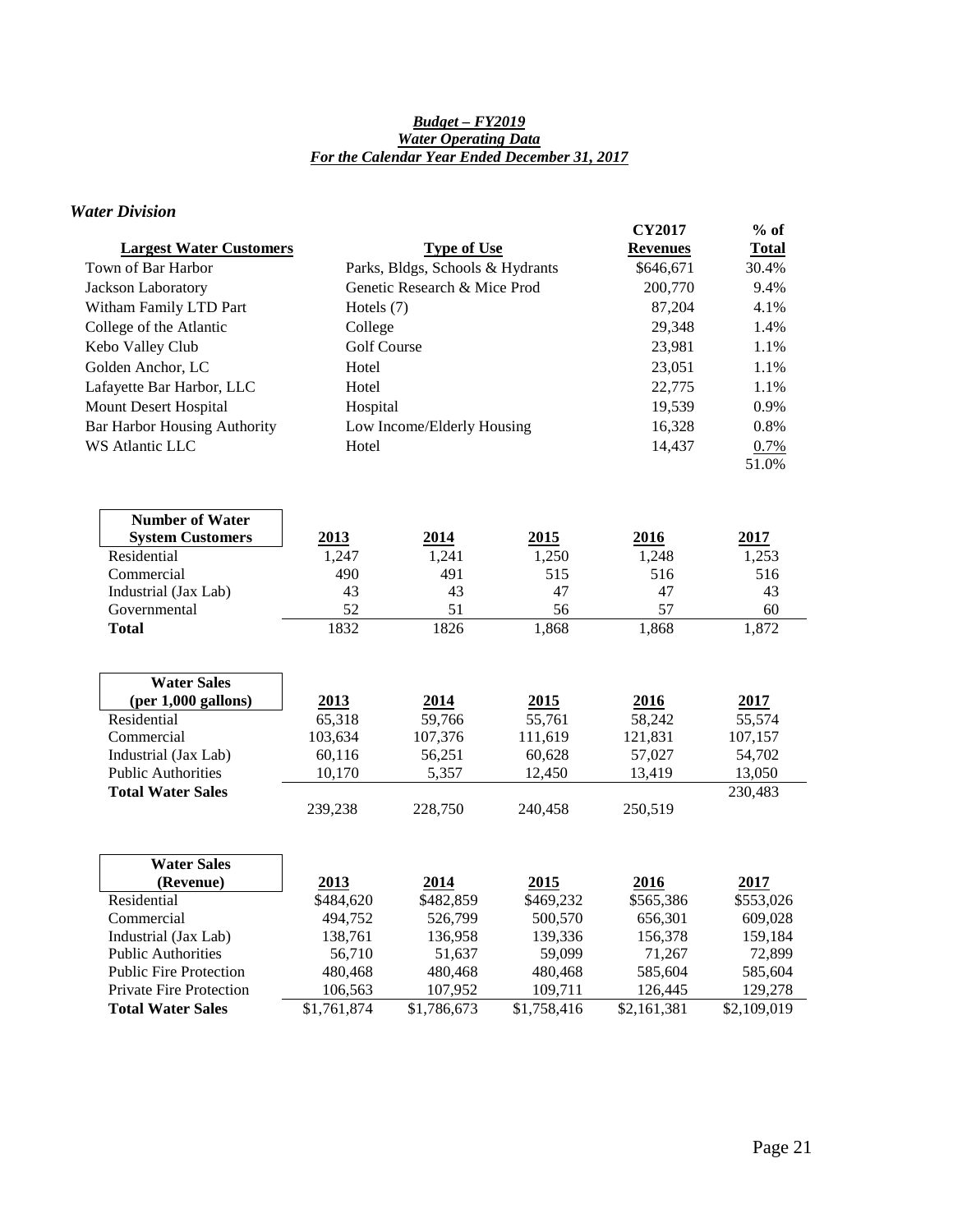***Budget – FY2019***
***Water Operating Data***
***For the Calendar Year Ended December 31, 2017***

## *Water Division*

| Largest Water Customers | Type of Use | CY2017 Revenues | % of Total |
|---|---|---|---|
| Town of Bar Harbor | Parks, Bldgs, Schools & Hydrants | $646,671 | 30.4% |
| Jackson Laboratory | Genetic Research & Mice Prod | 200,770 | 9.4% |
| Witham Family LTD Part | Hotels (7) | 87,204 | 4.1% |
| College of the Atlantic | College | 29,348 | 1.4% |
| Kebo Valley Club | Golf Course | 23,981 | 1.1% |
| Golden Anchor, LC | Hotel | 23,051 | 1.1% |
| Lafayette Bar Harbor, LLC | Hotel | 22,775 | 1.1% |
| Mount Desert Hospital | Hospital | 19,539 | 0.9% |
| Bar Harbor Housing Authority | Low Income/Elderly Housing | 16,328 | 0.8% |
| WS Atlantic LLC | Hotel | 14,437 | 0.7% |
| | | | 51.0% |

| Number of Water System Customers | 2013 | 2014 | 2015 | 2016 | 2017 |
|---|---|---|---|---|---|
| Residential | 1,247 | 1,241 | 1,250 | 1,248 | 1,253 |
| Commercial | 490 | 491 | 515 | 516 | 516 |
| Industrial (Jax Lab) | 43 | 43 | 47 | 47 | 43 |
| Governmental | 52 | 51 | 56 | 57 | 60 |
| **Total** | 1832 | 1826 | 1,868 | 1,868 | 1,872 |

| Water Sales (per 1,000 gallons) | 2013 | 2014 | 2015 | 2016 | 2017 |
|---|---|---|---|---|---|
| Residential | 65,318 | 59,766 | 55,761 | 58,242 | 55,574 |
| Commercial | 103,634 | 107,376 | 111,619 | 121,831 | 107,157 |
| Industrial (Jax Lab) | 60,116 | 56,251 | 60,628 | 57,027 | 54,702 |
| Public Authorities | 10,170 | 5,357 | 12,450 | 13,419 | 13,050 |
| **Total Water Sales** | 239,238 | 228,750 | 240,458 | 250,519 | 230,483 |

| Water Sales (Revenue) | 2013 | 2014 | 2015 | 2016 | 2017 |
|---|---|---|---|---|---|
| Residential | $484,620 | $482,859 | $469,232 | $565,386 | $553,026 |
| Commercial | 494,752 | 526,799 | 500,570 | 656,301 | 609,028 |
| Industrial (Jax Lab) | 138,761 | 136,958 | 139,336 | 156,378 | 159,184 |
| Public Authorities | 56,710 | 51,637 | 59,099 | 71,267 | 72,899 |
| Public Fire Protection | 480,468 | 480,468 | 480,468 | 585,604 | 585,604 |
| Private Fire Protection | 106,563 | 107,952 | 109,711 | 126,445 | 129,278 |
| **Total Water Sales** | $1,761,874 | $1,786,673 | $1,758,416 | $2,161,381 | $2,109,019 |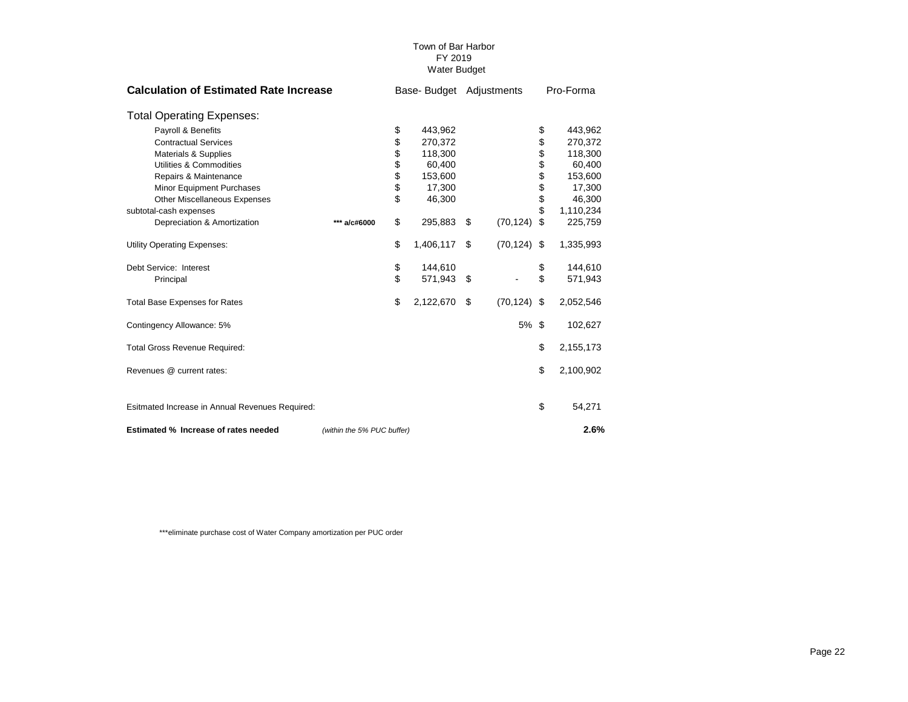Town of Bar Harbor
FY 2019
Water Budget

| **Calculation of Estimated Rate Increase** | | Base- Budget | Adjustments | Pro-Forma |
|---|---|---|---|---|
| Total Operating Expenses: | | | | |
| Payroll & Benefits | | $ 443,962 | | $ 443,962 |
| Contractual Services | | $ 270,372 | | $ 270,372 |
| Materials & Supplies | | $ 118,300 | | $ 118,300 |
| Utilities & Commodities | | $ 60,400 | | $ 60,400 |
| Repairs & Maintenance | | $ 153,600 | | $ 153,600 |
| Minor Equipment Purchases | | $ 17,300 | | $ 17,300 |
| Other Miscellaneous Expenses | | $ 46,300 | | $ 46,300 |
| subtotal-cash expenses | | | | $ 1,110,234 |
| Depreciation & Amortization | *** a/c#6000 | $ 295,883 | $ (70,124) | $ 225,759 |
| Utility Operating Expenses: | | $ 1,406,117 | $ (70,124) | $ 1,335,993 |
| Debt Service: Interest | | $ 144,610 | | $ 144,610 |
| Principal | | $ 571,943 | $ - | $ 571,943 |
| Total Base Expenses for Rates | | $ 2,122,670 | $ (70,124) | $ 2,052,546 |
| Contingency Allowance: 5% | | | 5% | $ 102,627 |
| Total Gross Revenue Required: | | | | $ 2,155,173 |
| Revenues @ current rates: | | | | $ 2,100,902 |
| Esitmated Increase in Annual Revenues Required: | | | | $ 54,271 |
| **Estimated % Increase of rates needed** | *(within the 5% PUC buffer)* | | | **2.6%** |

***eliminate purchase cost of Water Company amortization per PUC order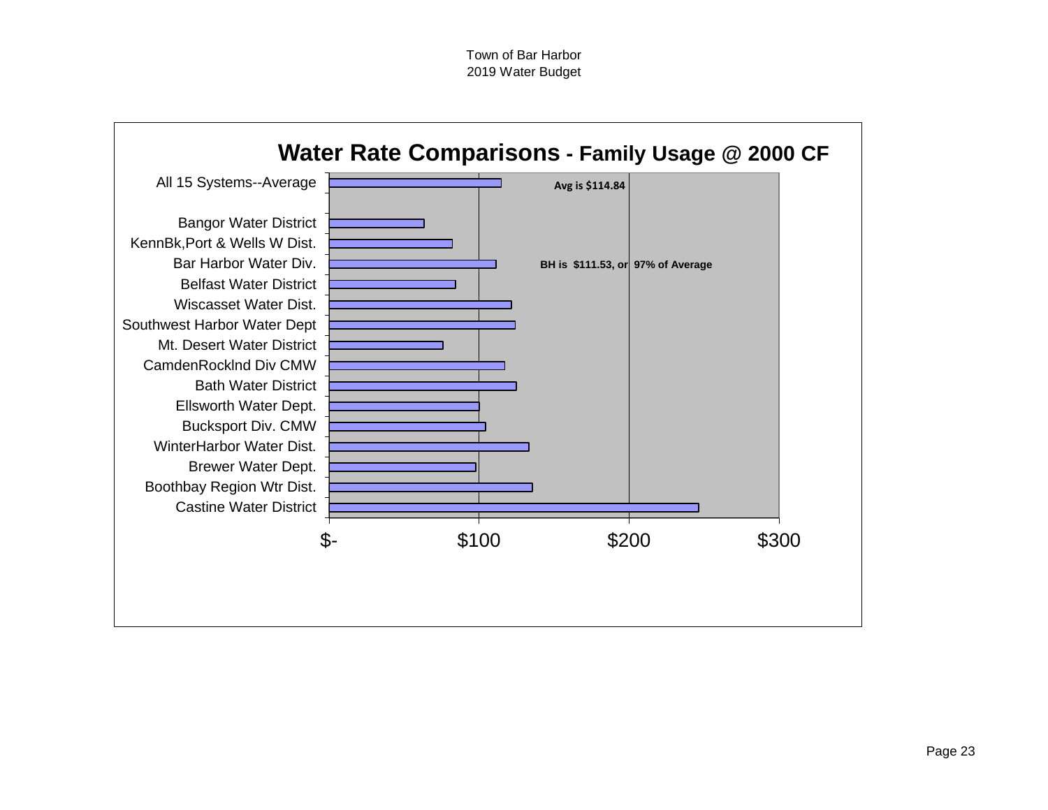Town of Bar Harbor
2019 Water Budget

## Water Rate Comparisons - Family Usage @ 2000 CF

Avg is $114.84

BH is $111.53, or 97% of Average

| System |
| --- |
| All 15 Systems--Average |
| Bangor Water District |
| KennBk,Port & Wells W Dist. |
| Bar Harbor Water Div. |
| Belfast Water District |
| Wiscasset Water Dist. |
| Southwest Harbor Water Dept |
| Mt. Desert Water District |
| CamdenRocklnd Div CMW |
| Bath Water District |
| Ellsworth Water Dept. |
| Bucksport Div. CMW |
| WinterHarbor Water Dist. |
| Brewer Water Dept. |
| Boothbay Region Wtr Dist. |
| Castine Water District |

$-　$100　$200　$300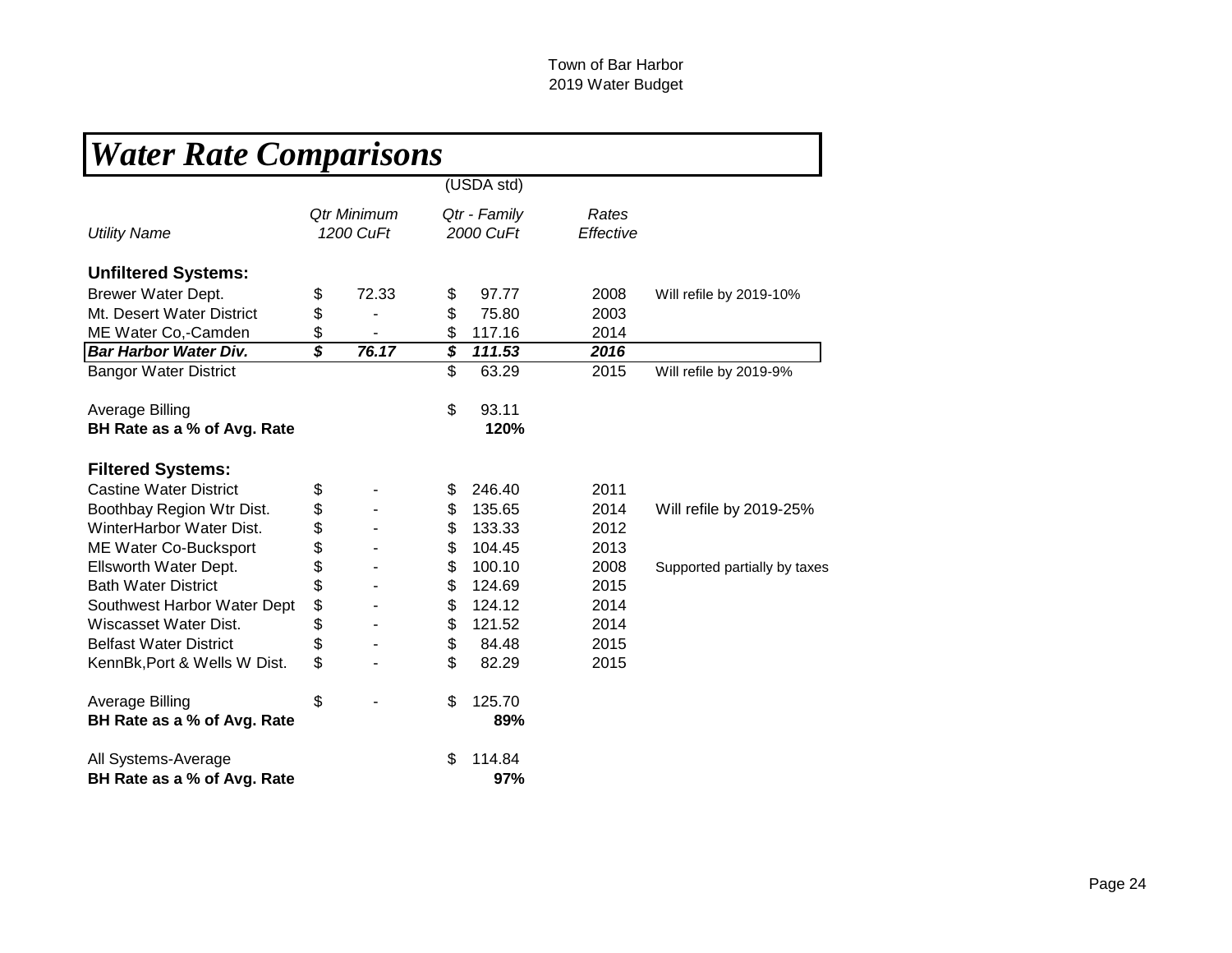Town of Bar Harbor
2019 Water Budget

# *Water Rate Comparisons*

| *Utility Name* | *Qtr Minimum 1200 CuFt* | (USDA std) *Qtr - Family 2000 CuFt* | *Rates Effective* | |
|---|---|---|---|---|
| **Unfiltered Systems:** | | | | |
| Brewer Water Dept. | $ 72.33 | $ 97.77 | 2008 | Will refile by 2019-10% |
| Mt. Desert Water District | $ - | $ 75.80 | 2003 | |
| ME Water Co,-Camden | $ - | $ 117.16 | 2014 | |
| ***Bar Harbor Water Div.*** | ***$ 76.17*** | ***$ 111.53*** | ***2016*** | |
| Bangor Water District | | $ 63.29 | 2015 | Will refile by 2019-9% |
| Average Billing | | $ 93.11 | | |
| **BH Rate as a % of Avg. Rate** | | **120%** | | |
| **Filtered Systems:** | | | | |
| Castine Water District | $ - | $ 246.40 | 2011 | |
| Boothbay Region Wtr Dist. | $ - | $ 135.65 | 2014 | Will refile by 2019-25% |
| WinterHarbor Water Dist. | $ - | $ 133.33 | 2012 | |
| ME Water Co-Bucksport | $ - | $ 104.45 | 2013 | |
| Ellsworth Water Dept. | $ - | $ 100.10 | 2008 | Supported partially by taxes |
| Bath Water District | $ - | $ 124.69 | 2015 | |
| Southwest Harbor Water Dept | $ - | $ 124.12 | 2014 | |
| Wiscasset Water Dist. | $ - | $ 121.52 | 2014 | |
| Belfast Water District | $ - | $ 84.48 | 2015 | |
| KennBk,Port & Wells W Dist. | $ - | $ 82.29 | 2015 | |
| Average Billing | $ - | $ 125.70 | | |
| **BH Rate as a % of Avg. Rate** | | **89%** | | |
| All Systems-Average | | $ 114.84 | | |
| **BH Rate as a % of Avg. Rate** | | **97%** | | |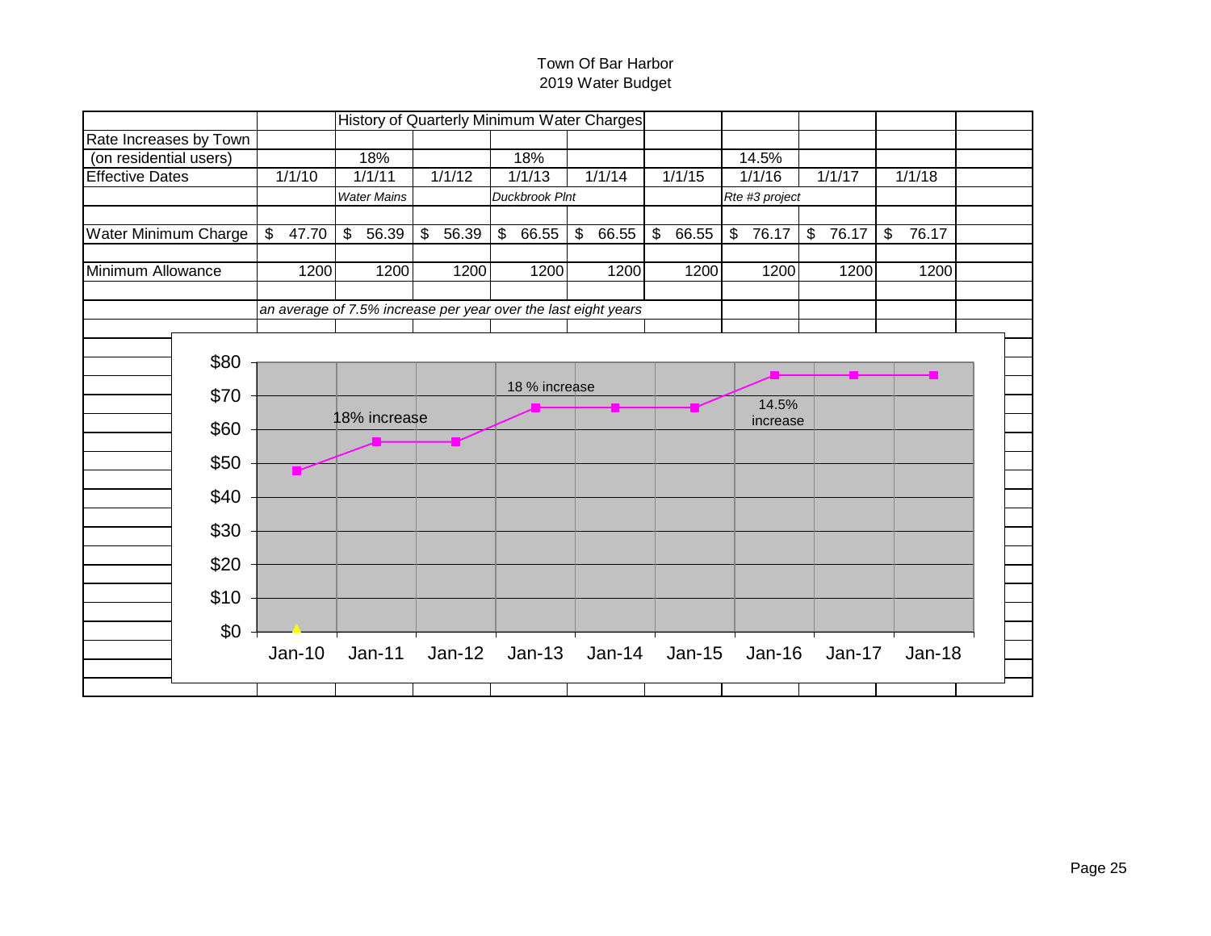Town Of Bar Harbor
2019 Water Budget

| | History of Quarterly Minimum Water Charges | | | | | | | | |
|---|---|---|---|---|---|---|---|---|---|
| Rate Increases by Town | | | | | | | | | |
| (on residential users) | | 18% | | 18% | | | 14.5% | | |
| Effective Dates | 1/1/10 | 1/1/11 | 1/1/12 | 1/1/13 | 1/1/14 | 1/1/15 | 1/1/16 | 1/1/17 | 1/1/18 |
| | | *Water Mains* | | *Duckbrook Plnt* | | | *Rte #3 project* | | |
| Water Minimum Charge | $ 47.70 | $ 56.39 | $ 56.39 | $ 66.55 | $ 66.55 | $ 66.55 | $ 76.17 | $ 76.17 | $ 76.17 |
| Minimum Allowance | 1200 | 1200 | 1200 | 1200 | 1200 | 1200 | 1200 | 1200 | 1200 |

*an average of 7.5% increase per year over the last eight years*

Chart: Jan-10 $47.70; Jan-11 $56.39 (18% increase); Jan-12 $56.39; Jan-13 $66.55 (18 % increase); Jan-14 $66.55; Jan-15 $66.55; Jan-16 $76.17 (14.5% increase); Jan-17 $76.17; Jan-18 $76.17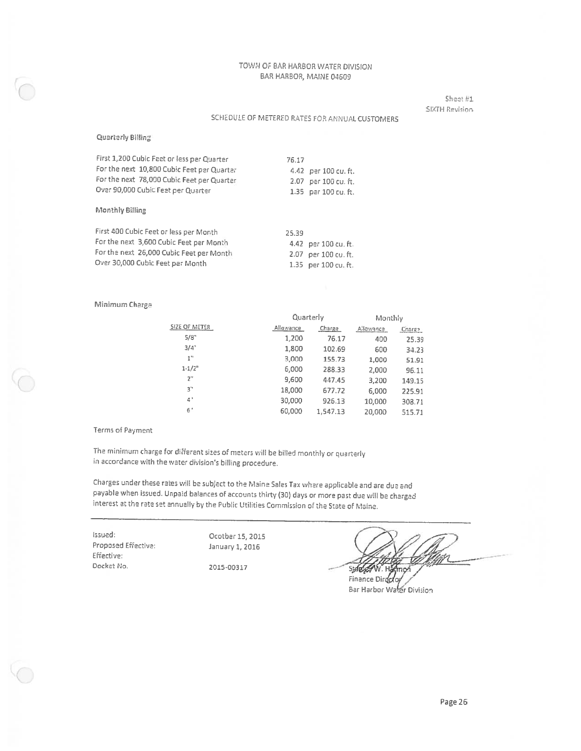TOWN OF BAR HARBOR WATER DIVISION
BAR HARBOR, MAINE 04609

Sheet #1
SIXTH Revision

## SCHEDULE OF METERED RATES FOR ANNUAL CUSTOMERS

### Quarterly Billing

| | |
|---|---|
| First 1,200 Cubic Feet or less per Quarter | 76.17 |
| For the next 10,800 Cubic Feet per Quarter | 4.42 per 100 cu. ft. |
| For the next 78,000 Cubic Feet per Quarter | 2.07 per 100 cu. ft. |
| Over 90,000 Cubic Feet per Quarter | 1.35 per 100 cu. ft. |

### Monthly Billing

| | |
|---|---|
| First 400 Cubic Feet or less per Month | 25.39 |
| For the next 3,600 Cubic Feet per Month | 4.42 per 100 cu. ft. |
| For the next 26,000 Cubic Feet per Month | 2.07 per 100 cu. ft. |
| Over 30,000 Cubic Feet per Month | 1.35 per 100 cu. ft. |

### Minimum Charge

| | Quarterly | | Monthly | |
|---|---|---|---|---|
| SIZE OF METER | Allowance | Charge | Allowance | Charge |
| 5/8" | 1,200 | 76.17 | 400 | 25.39 |
| 3/4" | 1,800 | 102.69 | 600 | 34.23 |
| 1" | 3,000 | 155.73 | 1,000 | 51.91 |
| 1-1/2" | 6,000 | 288.33 | 2,000 | 96.11 |
| 2" | 9,600 | 447.45 | 3,200 | 149.15 |
| 3" | 18,000 | 677.72 | 6,000 | 225.91 |
| 4" | 30,000 | 926.13 | 10,000 | 308.71 |
| 6" | 60,000 | 1,547.13 | 20,000 | 515.71 |

### Terms of Payment

The minimum charge for different sizes of meters will be billed monthly or quarterly in accordance with the water division's billing procedure.

Charges under these rates will be subject to the Maine Sales Tax where applicable and are due and payable when issued. Unpaid balances of accounts thirty (30) days or more past due will be charged interest at the rate set annually by the Public Utilities Commission of the State of Maine.

---

Issued: Ocotber 15, 2015
Proposed Effective: January 1, 2016
Effective:
Docket No. 2015-00317

Stanley W. Harmon
Finance Director
Bar Harbor Water Division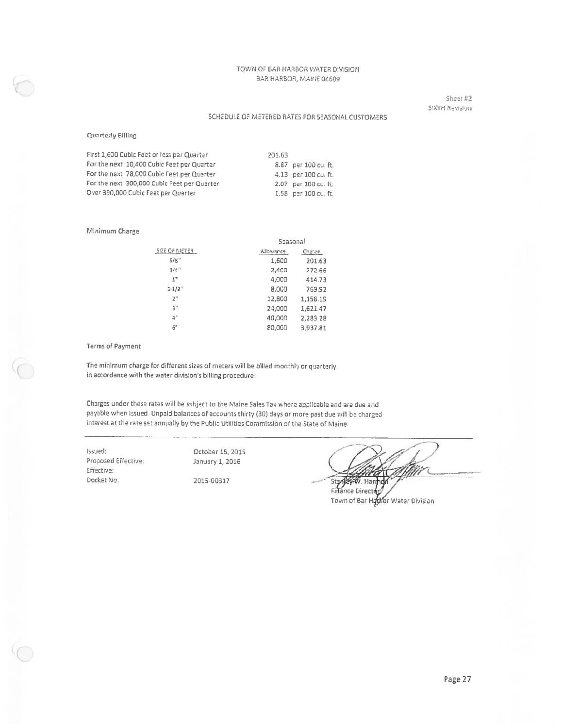TOWN OF BAR HARBOR WATER DIVISION
BAR HARBOR, MAINE 04609

Sheet #2
SIXTH Revision

## SCHEDULE OF METERED RATES FOR SEASONAL CUSTOMERS

Quarterly Billing

| | |
|---|---|
| First 1,600 Cubic Feet or less per Quarter | 201.63 |
| For the next 10,400 Cubic Feet per Quarter | 8.87 per 100 cu. ft. |
| For the next 78,000 Cubic Feet per Quarter | 4.13 per 100 cu. ft. |
| For the next 300,000 Cubic Feet per Quarter | 2.07 per 100 cu. ft. |
| Over 390,000 Cubic Feet per Quarter | 1.58 per 100 cu. ft. |

Minimum Charge

| | Seasonal | |
|---|---|---|
| SIZE OF METER | Allowance | Charge |
| 5/8" | 1,600 | 201.63 |
| 3/4" | 2,400 | 272.66 |
| 1" | 4,000 | 414.73 |
| 1-1/2" | 8,000 | 769.92 |
| 2" | 12,800 | 1,158.19 |
| 3" | 24,000 | 1,621.47 |
| 4" | 40,000 | 2,283.28 |
| 6" | 80,000 | 3,937.81 |

Terms of Payment

The minimum charge for different sizes of meters will be billed monthly or quarterly in accordance with the water division's billing procedure.

Charges under these rates will be subject to the Maine Sales Tax where applicable and are due and payable when issued. Unpaid balances of accounts thirty (30) days or more past due will be charged interest at the rate set annually by the Public Utilities Commission of the State of Maine.

| | |
|---|---|
| Issued: | October 15, 2015 |
| Proposed Effective: | January 1, 2016 |
| Effective: | |
| Docket No. | 2015-00317 |

Stanley W. Harmon
Finance Director
Town of Bar Harbor Water Division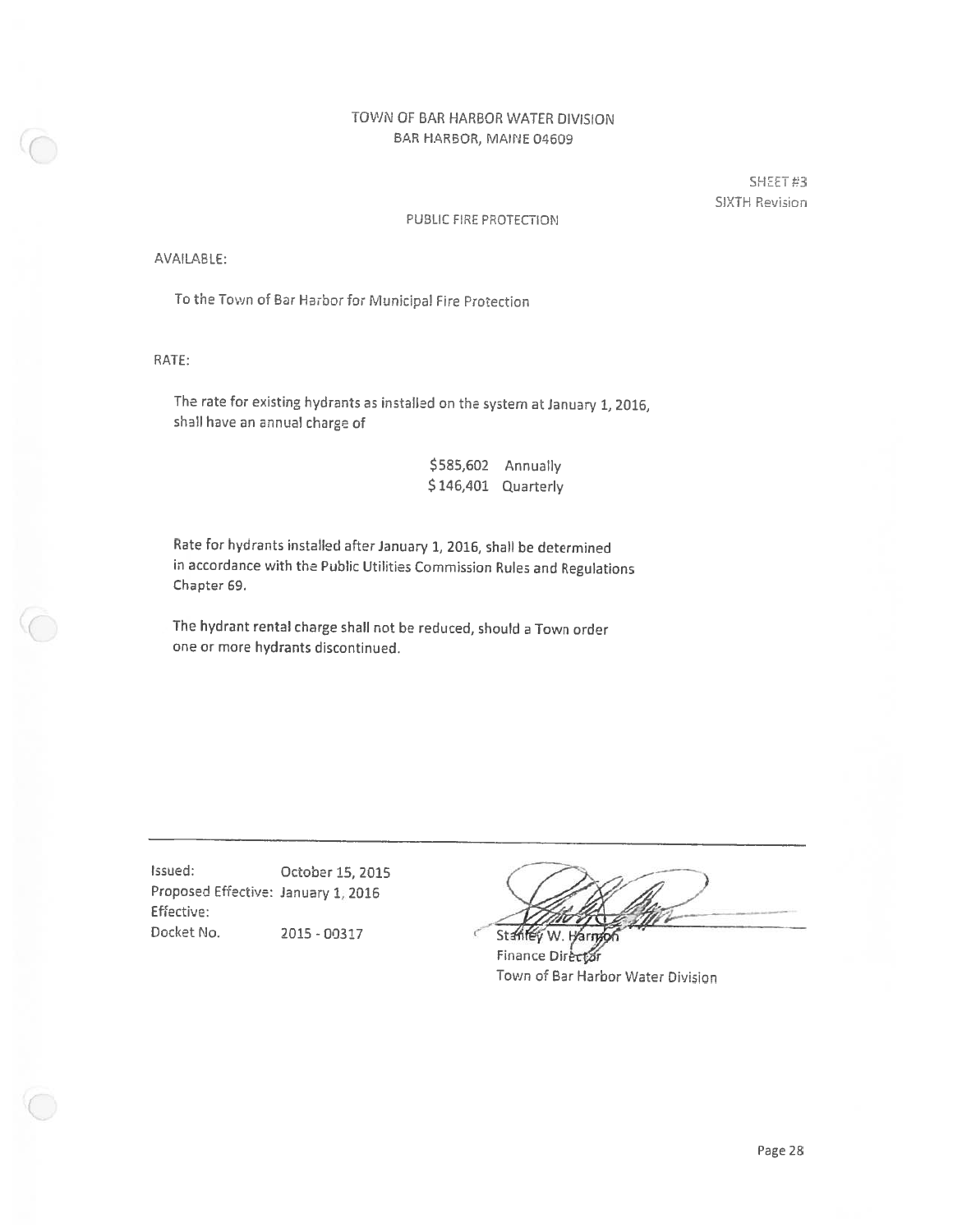# TOWN OF BAR HARBOR WATER DIVISION

BAR HARBOR, MAINE 04609

SHEET #3
SIXTH Revision

## PUBLIC FIRE PROTECTION

AVAILABLE:

To the Town of Bar Harbor for Municipal Fire Protection

RATE:

The rate for existing hydrants as installed on the system at January 1, 2016, shall have an annual charge of

$585,602 Annually
$146,401 Quarterly

Rate for hydrants installed after January 1, 2016, shall be determined in accordance with the Public Utilities Commission Rules and Regulations Chapter 69.

The hydrant rental charge shall not be reduced, should a Town order one or more hydrants discontinued.

---

Issued: October 15, 2015
Proposed Effective: January 1, 2016
Effective:
Docket No. 2015 - 00317

Stanley W. Harmon
Finance Director
Town of Bar Harbor Water Division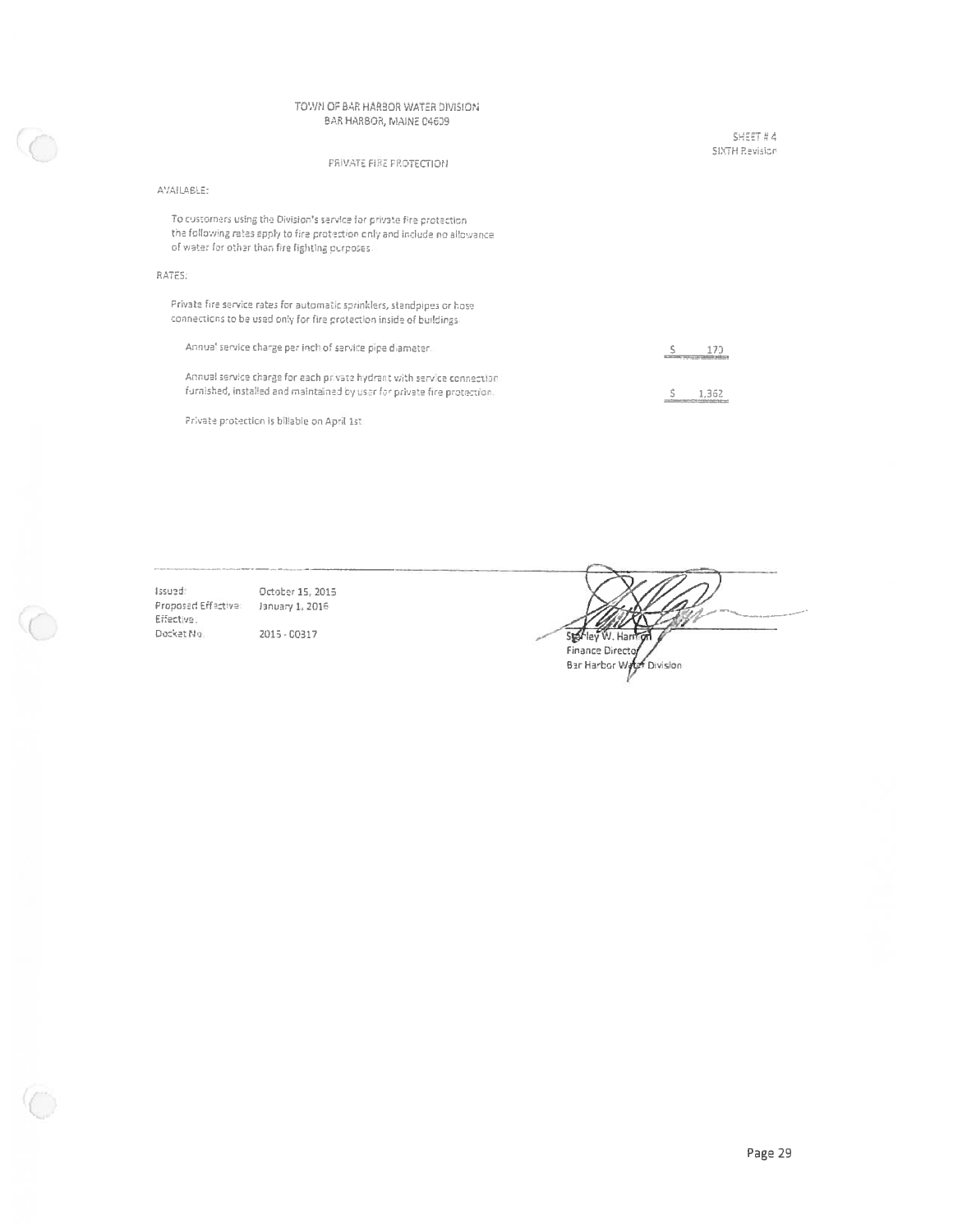TOWN OF BAR HARBOR WATER DIVISION
BAR HARBOR, MAINE 04609

SHEET # 4
SIXTH Revision

## PRIVATE FIRE PROTECTION

AVAILABLE:

To customers using the Division's service for private fire protection the following rates apply to fire protection only and include no allowance of water for other than fire fighting purposes.

RATES:

Private fire service rates for automatic sprinklers, standpipes or hose connections to be used only for fire protection inside of buildings.

| | |
|---|---|
| Annual service charge per inch of service pipe diameter | $ 170 |
| Annual service charge for each private hydrant with service connection furnished, installed and maintained by user for private fire protection. | $ 1,362 |

Private protection is billable on April 1st

Issued: October 15, 2015
Proposed Effective: January 1, 2016
Effective:
Docket No. 2015 - 00317

Stanley W. Harmon
Finance Director
Bar Harbor Water Division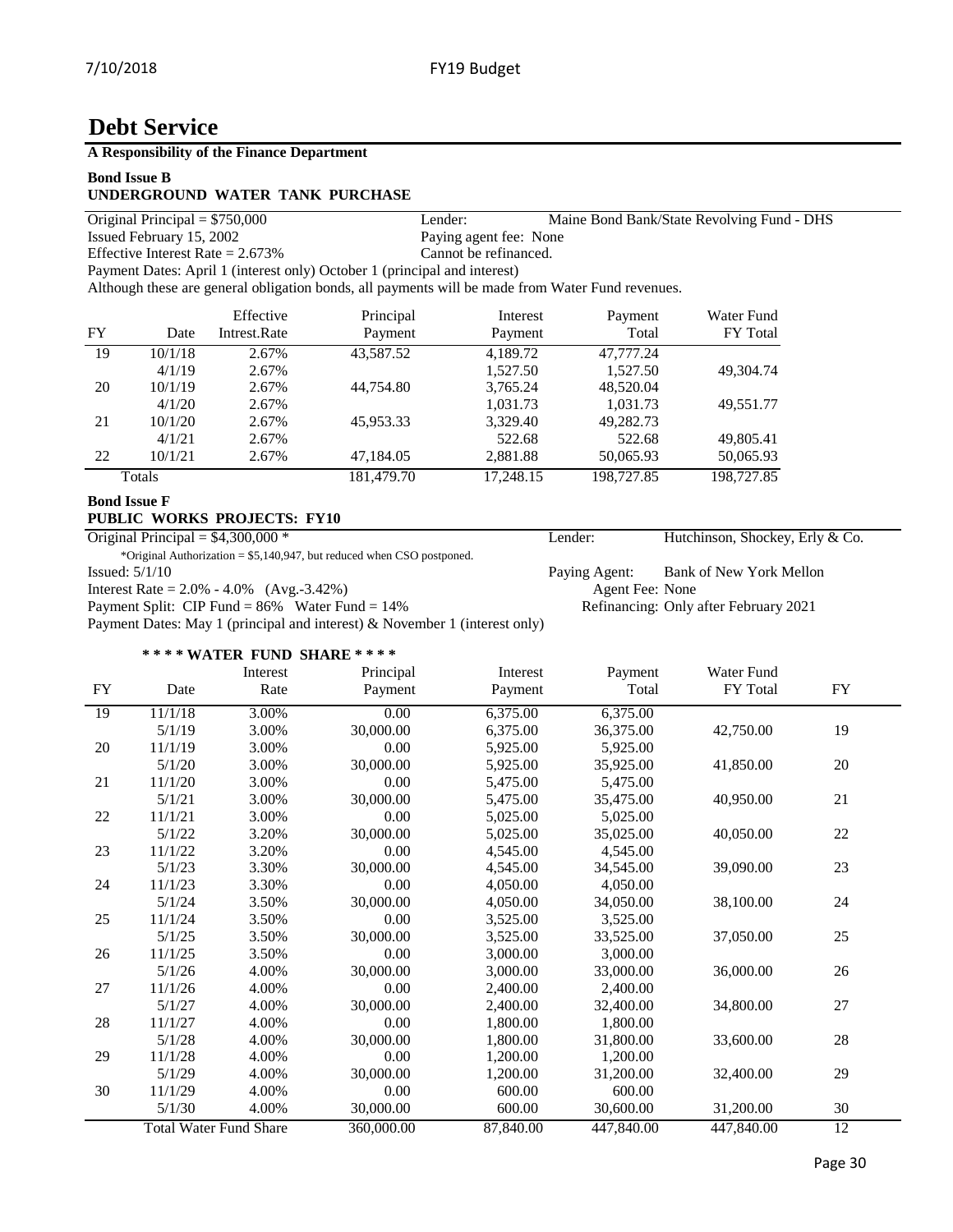# Debt Service

**A Responsibility of the Finance Department**

**Bond Issue B**
**UNDERGROUND WATER TANK PURCHASE**

Original Principal = $750,000 — Lender: Maine Bond Bank/State Revolving Fund - DHS
Issued February 15, 2002 — Paying agent fee: None
Effective Interest Rate = 2.673% — Cannot be refinanced.
Payment Dates: April 1 (interest only) October 1 (principal and interest)
Although these are general obligation bonds, all payments will be made from Water Fund revenues.

| FY | Date | Effective Intrest.Rate | Principal Payment | Interest Payment | Payment Total | Water Fund FY Total |
|---|---|---|---|---|---|---|
| 19 | 10/1/18 | 2.67% | 43,587.52 | 4,189.72 | 47,777.24 | |
| | 4/1/19 | 2.67% | | 1,527.50 | 1,527.50 | 49,304.74 |
| 20 | 10/1/19 | 2.67% | 44,754.80 | 3,765.24 | 48,520.04 | |
| | 4/1/20 | 2.67% | | 1,031.73 | 1,031.73 | 49,551.77 |
| 21 | 10/1/20 | 2.67% | 45,953.33 | 3,329.40 | 49,282.73 | |
| | 4/1/21 | 2.67% | | 522.68 | 522.68 | 49,805.41 |
| 22 | 10/1/21 | 2.67% | 47,184.05 | 2,881.88 | 50,065.93 | 50,065.93 |
| Totals | | | 181,479.70 | 17,248.15 | 198,727.85 | 198,727.85 |

**Bond Issue F**
**PUBLIC WORKS PROJECTS: FY10**

Original Principal = $4,300,000 * — Lender: Hutchinson, Shockey, Erly & Co.
*Original Authorization = $5,140,947, but reduced when CSO postponed.
Issued: 5/1/10 — Paying Agent: Bank of New York Mellon
Interest Rate = 2.0% - 4.0% (Avg.-3.42%) — Agent Fee: None
Payment Split: CIP Fund = 86% Water Fund = 14% — Refinancing: Only after February 2021
Payment Dates: May 1 (principal and interest) & November 1 (interest only)

**\* \* \* \* WATER FUND SHARE \* \* \* \***

| FY | Date | Interest Rate | Principal Payment | Interest Payment | Payment Total | Water Fund FY Total | FY |
|---|---|---|---|---|---|---|---|
| 19 | 11/1/18 | 3.00% | 0.00 | 6,375.00 | 6,375.00 | | |
| | 5/1/19 | 3.00% | 30,000.00 | 6,375.00 | 36,375.00 | 42,750.00 | 19 |
| 20 | 11/1/19 | 3.00% | 0.00 | 5,925.00 | 5,925.00 | | |
| | 5/1/20 | 3.00% | 30,000.00 | 5,925.00 | 35,925.00 | 41,850.00 | 20 |
| 21 | 11/1/20 | 3.00% | 0.00 | 5,475.00 | 5,475.00 | | |
| | 5/1/21 | 3.00% | 30,000.00 | 5,475.00 | 35,475.00 | 40,950.00 | 21 |
| 22 | 11/1/21 | 3.00% | 0.00 | 5,025.00 | 5,025.00 | | |
| | 5/1/22 | 3.20% | 30,000.00 | 5,025.00 | 35,025.00 | 40,050.00 | 22 |
| 23 | 11/1/22 | 3.20% | 0.00 | 4,545.00 | 4,545.00 | | |
| | 5/1/23 | 3.30% | 30,000.00 | 4,545.00 | 34,545.00 | 39,090.00 | 23 |
| 24 | 11/1/23 | 3.30% | 0.00 | 4,050.00 | 4,050.00 | | |
| | 5/1/24 | 3.50% | 30,000.00 | 4,050.00 | 34,050.00 | 38,100.00 | 24 |
| 25 | 11/1/24 | 3.50% | 0.00 | 3,525.00 | 3,525.00 | | |
| | 5/1/25 | 3.50% | 30,000.00 | 3,525.00 | 33,525.00 | 37,050.00 | 25 |
| 26 | 11/1/25 | 3.50% | 0.00 | 3,000.00 | 3,000.00 | | |
| | 5/1/26 | 4.00% | 30,000.00 | 3,000.00 | 33,000.00 | 36,000.00 | 26 |
| 27 | 11/1/26 | 4.00% | 0.00 | 2,400.00 | 2,400.00 | | |
| | 5/1/27 | 4.00% | 30,000.00 | 2,400.00 | 32,400.00 | 34,800.00 | 27 |
| 28 | 11/1/27 | 4.00% | 0.00 | 1,800.00 | 1,800.00 | | |
| | 5/1/28 | 4.00% | 30,000.00 | 1,800.00 | 31,800.00 | 33,600.00 | 28 |
| 29 | 11/1/28 | 4.00% | 0.00 | 1,200.00 | 1,200.00 | | |
| | 5/1/29 | 4.00% | 30,000.00 | 1,200.00 | 31,200.00 | 32,400.00 | 29 |
| 30 | 11/1/29 | 4.00% | 0.00 | 600.00 | 600.00 | | |
| | 5/1/30 | 4.00% | 30,000.00 | 600.00 | 30,600.00 | 31,200.00 | 30 |
| Total Water Fund Share | | | 360,000.00 | 87,840.00 | 447,840.00 | 447,840.00 | 12 |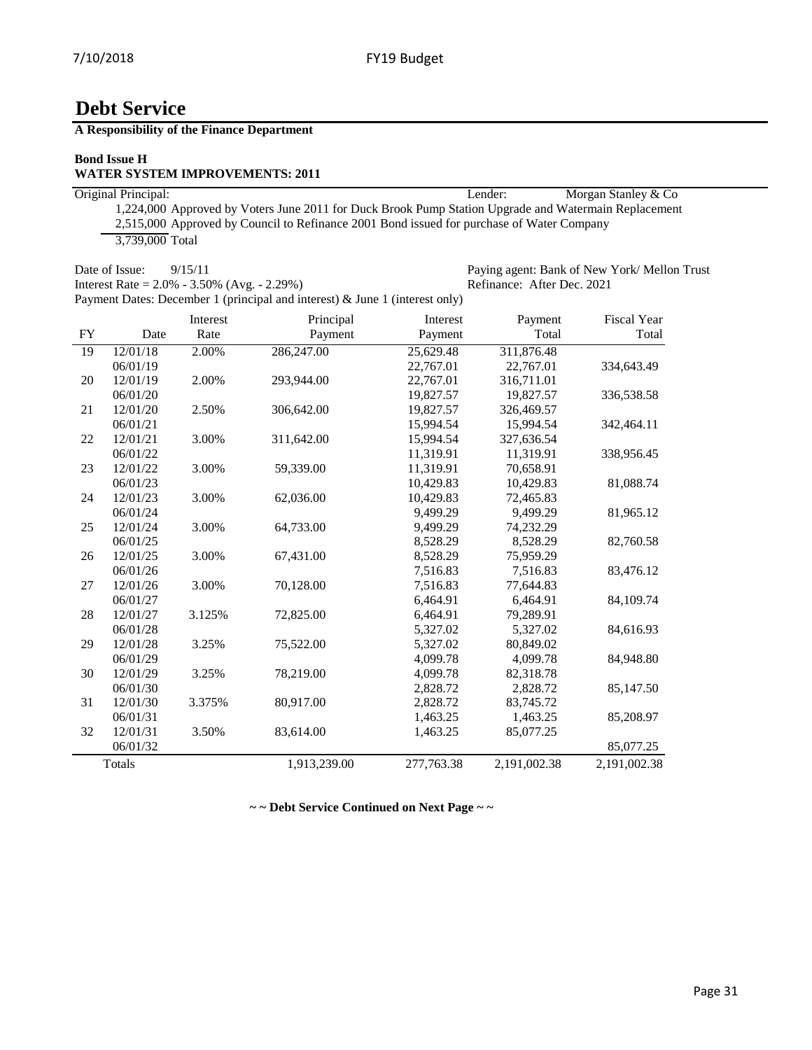# Debt Service

**A Responsibility of the Finance Department**

**Bond Issue H**
**WATER SYSTEM IMPROVEMENTS: 2011**

Original Principal: Lender: Morgan Stanley & Co

1,224,000 Approved by Voters June 2011 for Duck Brook Pump Station Upgrade and Watermain Replacement
2,515,000 Approved by Council to Refinance 2001 Bond issued for purchase of Water Company
3,739,000 Total

Date of Issue: 9/15/11 Paying agent: Bank of New York/ Mellon Trust
Interest Rate = 2.0% - 3.50% (Avg. - 2.29%) Refinance: After Dec. 2021
Payment Dates: December 1 (principal and interest) & June 1 (interest only)

| FY | Date | Interest Rate | Principal Payment | Interest Payment | Payment Total | Fiscal Year Total |
|---|---|---|---|---|---|---|
| 19 | 12/01/18 | 2.00% | 286,247.00 | 25,629.48 | 311,876.48 | |
| | 06/01/19 | | | 22,767.01 | 22,767.01 | 334,643.49 |
| 20 | 12/01/19 | 2.00% | 293,944.00 | 22,767.01 | 316,711.01 | |
| | 06/01/20 | | | 19,827.57 | 19,827.57 | 336,538.58 |
| 21 | 12/01/20 | 2.50% | 306,642.00 | 19,827.57 | 326,469.57 | |
| | 06/01/21 | | | 15,994.54 | 15,994.54 | 342,464.11 |
| 22 | 12/01/21 | 3.00% | 311,642.00 | 15,994.54 | 327,636.54 | |
| | 06/01/22 | | | 11,319.91 | 11,319.91 | 338,956.45 |
| 23 | 12/01/22 | 3.00% | 59,339.00 | 11,319.91 | 70,658.91 | |
| | 06/01/23 | | | 10,429.83 | 10,429.83 | 81,088.74 |
| 24 | 12/01/23 | 3.00% | 62,036.00 | 10,429.83 | 72,465.83 | |
| | 06/01/24 | | | 9,499.29 | 9,499.29 | 81,965.12 |
| 25 | 12/01/24 | 3.00% | 64,733.00 | 9,499.29 | 74,232.29 | |
| | 06/01/25 | | | 8,528.29 | 8,528.29 | 82,760.58 |
| 26 | 12/01/25 | 3.00% | 67,431.00 | 8,528.29 | 75,959.29 | |
| | 06/01/26 | | | 7,516.83 | 7,516.83 | 83,476.12 |
| 27 | 12/01/26 | 3.00% | 70,128.00 | 7,516.83 | 77,644.83 | |
| | 06/01/27 | | | 6,464.91 | 6,464.91 | 84,109.74 |
| 28 | 12/01/27 | 3.125% | 72,825.00 | 6,464.91 | 79,289.91 | |
| | 06/01/28 | | | 5,327.02 | 5,327.02 | 84,616.93 |
| 29 | 12/01/28 | 3.25% | 75,522.00 | 5,327.02 | 80,849.02 | |
| | 06/01/29 | | | 4,099.78 | 4,099.78 | 84,948.80 |
| 30 | 12/01/29 | 3.25% | 78,219.00 | 4,099.78 | 82,318.78 | |
| | 06/01/30 | | | 2,828.72 | 2,828.72 | 85,147.50 |
| 31 | 12/01/30 | 3.375% | 80,917.00 | 2,828.72 | 83,745.72 | |
| | 06/01/31 | | | 1,463.25 | 1,463.25 | 85,208.97 |
| 32 | 12/01/31 | 3.50% | 83,614.00 | 1,463.25 | 85,077.25 | |
| | 06/01/32 | | | | | 85,077.25 |
| Totals | | | 1,913,239.00 | 277,763.38 | 2,191,002.38 | 2,191,002.38 |

**~ ~ Debt Service Continued on Next Page ~ ~**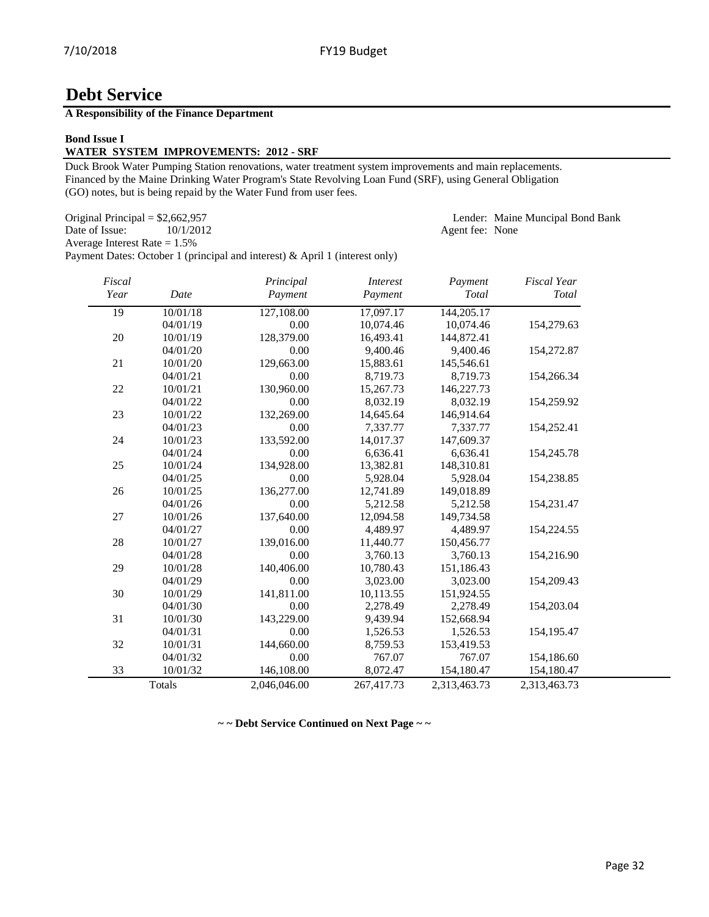# Debt Service

**A Responsibility of the Finance Department**

**Bond Issue I**
**WATER SYSTEM IMPROVEMENTS: 2012 - SRF**

Duck Brook Water Pumping Station renovations, water treatment system improvements and main replacements. Financed by the Maine Drinking Water Program's State Revolving Loan Fund (SRF), using General Obligation (GO) notes, but is being repaid by the Water Fund from user fees.

Original Principal = $2,662,957
Date of Issue: 10/1/2012
Average Interest Rate = 1.5%
Payment Dates: October 1 (principal and interest) & April 1 (interest only)

Lender: Maine Muncipal Bond Bank
Agent fee: None

| *Fiscal Year* | *Date* | *Principal Payment* | *Interest Payment* | *Payment Total* | *Fiscal Year Total* |
|---|---|---|---|---|---|
| 19 | 10/01/18 | 127,108.00 | 17,097.17 | 144,205.17 | |
| | 04/01/19 | 0.00 | 10,074.46 | 10,074.46 | 154,279.63 |
| 20 | 10/01/19 | 128,379.00 | 16,493.41 | 144,872.41 | |
| | 04/01/20 | 0.00 | 9,400.46 | 9,400.46 | 154,272.87 |
| 21 | 10/01/20 | 129,663.00 | 15,883.61 | 145,546.61 | |
| | 04/01/21 | 0.00 | 8,719.73 | 8,719.73 | 154,266.34 |
| 22 | 10/01/21 | 130,960.00 | 15,267.73 | 146,227.73 | |
| | 04/01/22 | 0.00 | 8,032.19 | 8,032.19 | 154,259.92 |
| 23 | 10/01/22 | 132,269.00 | 14,645.64 | 146,914.64 | |
| | 04/01/23 | 0.00 | 7,337.77 | 7,337.77 | 154,252.41 |
| 24 | 10/01/23 | 133,592.00 | 14,017.37 | 147,609.37 | |
| | 04/01/24 | 0.00 | 6,636.41 | 6,636.41 | 154,245.78 |
| 25 | 10/01/24 | 134,928.00 | 13,382.81 | 148,310.81 | |
| | 04/01/25 | 0.00 | 5,928.04 | 5,928.04 | 154,238.85 |
| 26 | 10/01/25 | 136,277.00 | 12,741.89 | 149,018.89 | |
| | 04/01/26 | 0.00 | 5,212.58 | 5,212.58 | 154,231.47 |
| 27 | 10/01/26 | 137,640.00 | 12,094.58 | 149,734.58 | |
| | 04/01/27 | 0.00 | 4,489.97 | 4,489.97 | 154,224.55 |
| 28 | 10/01/27 | 139,016.00 | 11,440.77 | 150,456.77 | |
| | 04/01/28 | 0.00 | 3,760.13 | 3,760.13 | 154,216.90 |
| 29 | 10/01/28 | 140,406.00 | 10,780.43 | 151,186.43 | |
| | 04/01/29 | 0.00 | 3,023.00 | 3,023.00 | 154,209.43 |
| 30 | 10/01/29 | 141,811.00 | 10,113.55 | 151,924.55 | |
| | 04/01/30 | 0.00 | 2,278.49 | 2,278.49 | 154,203.04 |
| 31 | 10/01/30 | 143,229.00 | 9,439.94 | 152,668.94 | |
| | 04/01/31 | 0.00 | 1,526.53 | 1,526.53 | 154,195.47 |
| 32 | 10/01/31 | 144,660.00 | 8,759.53 | 153,419.53 | |
| | 04/01/32 | 0.00 | 767.07 | 767.07 | 154,186.60 |
| 33 | 10/01/32 | 146,108.00 | 8,072.47 | 154,180.47 | 154,180.47 |
| | Totals | 2,046,046.00 | 267,417.73 | 2,313,463.73 | 2,313,463.73 |

**~ ~ Debt Service Continued on Next Page ~ ~**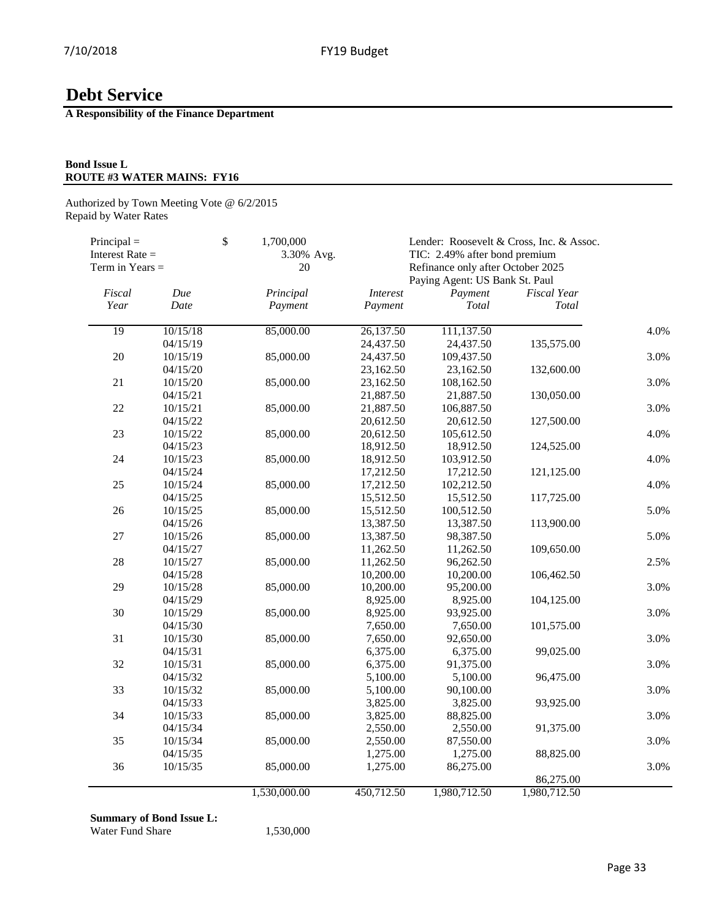# Debt Service

**A Responsibility of the Finance Department**

**Bond Issue L**
**ROUTE #3 WATER MAINS: FY16**

Authorized by Town Meeting Vote @ 6/2/2015
Repaid by Water Rates

| | | |
|---|---|---|
| Principal = | $ | 1,700,000 |
| Interest Rate = | | 3.30% Avg. |
| Term in Years = | | 20 |

Lender: Roosevelt & Cross, Inc. & Assoc.
TIC: 2.49% after bond premium
Refinance only after October 2025
Paying Agent: US Bank St. Paul

| *Fiscal Year* | *Due Date* | *Principal Payment* | *Interest Payment* | *Payment Total* | *Fiscal Year Total* | |
|---|---|---|---|---|---|---|
| 19 | 10/15/18 | 85,000.00 | 26,137.50 | 111,137.50 | | 4.0% |
| | 04/15/19 | | 24,437.50 | 24,437.50 | 135,575.00 | |
| 20 | 10/15/19 | 85,000.00 | 24,437.50 | 109,437.50 | | 3.0% |
| | 04/15/20 | | 23,162.50 | 23,162.50 | 132,600.00 | |
| 21 | 10/15/20 | 85,000.00 | 23,162.50 | 108,162.50 | | 3.0% |
| | 04/15/21 | | 21,887.50 | 21,887.50 | 130,050.00 | |
| 22 | 10/15/21 | 85,000.00 | 21,887.50 | 106,887.50 | | 3.0% |
| | 04/15/22 | | 20,612.50 | 20,612.50 | 127,500.00 | |
| 23 | 10/15/22 | 85,000.00 | 20,612.50 | 105,612.50 | | 4.0% |
| | 04/15/23 | | 18,912.50 | 18,912.50 | 124,525.00 | |
| 24 | 10/15/23 | 85,000.00 | 18,912.50 | 103,912.50 | | 4.0% |
| | 04/15/24 | | 17,212.50 | 17,212.50 | 121,125.00 | |
| 25 | 10/15/24 | 85,000.00 | 17,212.50 | 102,212.50 | | 4.0% |
| | 04/15/25 | | 15,512.50 | 15,512.50 | 117,725.00 | |
| 26 | 10/15/25 | 85,000.00 | 15,512.50 | 100,512.50 | | 5.0% |
| | 04/15/26 | | 13,387.50 | 13,387.50 | 113,900.00 | |
| 27 | 10/15/26 | 85,000.00 | 13,387.50 | 98,387.50 | | 5.0% |
| | 04/15/27 | | 11,262.50 | 11,262.50 | 109,650.00 | |
| 28 | 10/15/27 | 85,000.00 | 11,262.50 | 96,262.50 | | 2.5% |
| | 04/15/28 | | 10,200.00 | 10,200.00 | 106,462.50 | |
| 29 | 10/15/28 | 85,000.00 | 10,200.00 | 95,200.00 | | 3.0% |
| | 04/15/29 | | 8,925.00 | 8,925.00 | 104,125.00 | |
| 30 | 10/15/29 | 85,000.00 | 8,925.00 | 93,925.00 | | 3.0% |
| | 04/15/30 | | 7,650.00 | 7,650.00 | 101,575.00 | |
| 31 | 10/15/30 | 85,000.00 | 7,650.00 | 92,650.00 | | 3.0% |
| | 04/15/31 | | 6,375.00 | 6,375.00 | 99,025.00 | |
| 32 | 10/15/31 | 85,000.00 | 6,375.00 | 91,375.00 | | 3.0% |
| | 04/15/32 | | 5,100.00 | 5,100.00 | 96,475.00 | |
| 33 | 10/15/32 | 85,000.00 | 5,100.00 | 90,100.00 | | 3.0% |
| | 04/15/33 | | 3,825.00 | 3,825.00 | 93,925.00 | |
| 34 | 10/15/33 | 85,000.00 | 3,825.00 | 88,825.00 | | 3.0% |
| | 04/15/34 | | 2,550.00 | 2,550.00 | 91,375.00 | |
| 35 | 10/15/34 | 85,000.00 | 2,550.00 | 87,550.00 | | 3.0% |
| | 04/15/35 | | 1,275.00 | 1,275.00 | 88,825.00 | |
| 36 | 10/15/35 | 85,000.00 | 1,275.00 | 86,275.00 | | 3.0% |
| | | | | | 86,275.00 | |
| | | 1,530,000.00 | 450,712.50 | 1,980,712.50 | 1,980,712.50 | |

**Summary of Bond Issue L:**

| | |
|---|---|
| Water Fund Share | 1,530,000 |